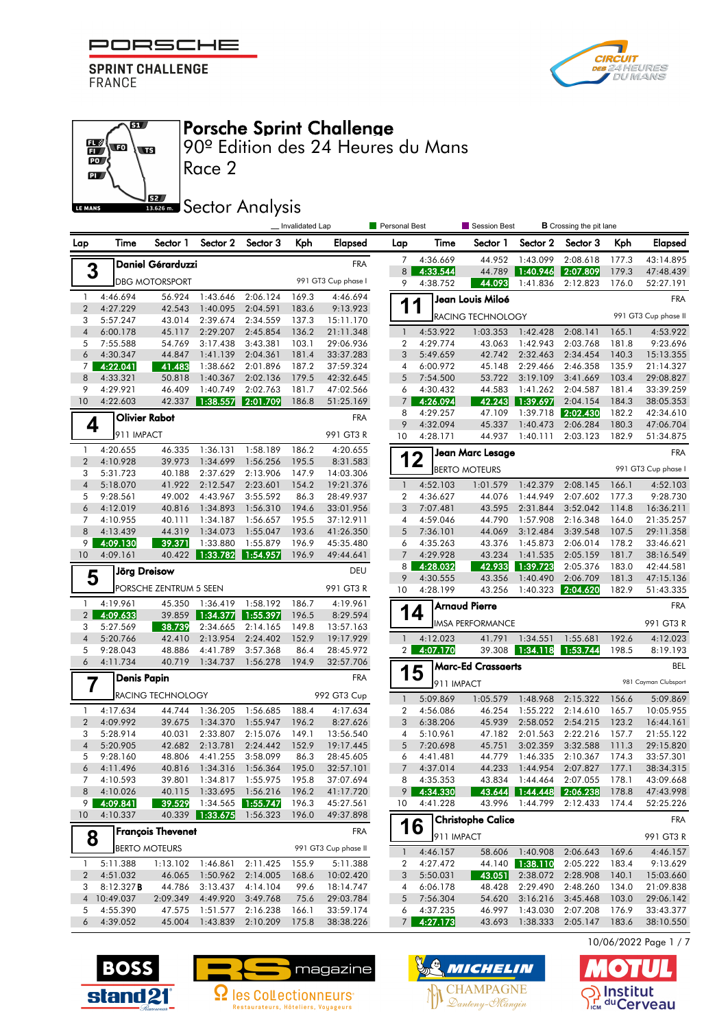PORSCHE SPRINT CHALLENGE FRANCE

# Porsche Sprint Challenge

## 90º Edition des 24 Heures du Mans

## Race 2

## Sector Analysis

_ Invalidated Lap | Personal Best | Session Best | B Crossing the pit lane

### 3 Daniel Gérarduzzi — FRA — DBG MOTORSPORT — 991 GT3 Cup phase I

| Lap | Time | Sector 1 | Sector 2 | Sector 3 | Kph | Elapsed |
|---|---|---|---|---|---|---|
| 1 | 4:46.694 | 56.924 | 1:43.646 | 2:06.124 | 169.3 | 4:46.694 |
| 2 | 4:27.229 | 42.543 | 1:40.095 | 2:04.591 | 183.6 | 9:13.923 |
| 3 | 5:57.247 | 43.014 | 2:39.674 | 2:34.559 | 137.3 | 15:11.170 |
| 4 | 6:00.178 | 45.117 | 2:29.207 | 2:45.854 | 136.2 | 21:11.348 |
| 5 | 7:55.588 | 54.769 | 3:17.438 | 3:43.381 | 103.1 | 29:06.936 |
| 6 | 4:30.347 | 44.847 | 1:41.139 | 2:04.361 | 181.4 | 33:37.283 |
| 7 | 4:22.041 | 41.483 | 1:38.662 | 2:01.896 | 187.2 | 37:59.324 |
| 8 | 4:33.321 | 50.818 | 1:40.367 | 2:02.136 | 179.5 | 42:32.645 |
| 9 | 4:29.921 | 46.409 | 1:40.749 | 2:02.763 | 181.7 | 47:02.566 |
| 10 | 4:22.603 | 42.337 | 1:38.557 | 2:01.709 | 186.8 | 51:25.169 |

### 4 Olivier Rabot — FRA — 911 IMPACT — 991 GT3 R

| Lap | Time | Sector 1 | Sector 2 | Sector 3 | Kph | Elapsed |
|---|---|---|---|---|---|---|
| 1 | 4:20.655 | 46.335 | 1:36.131 | 1:58.189 | 186.2 | 4:20.655 |
| 2 | 4:10.928 | 39.973 | 1:34.699 | 1:56.256 | 195.5 | 8:31.583 |
| 3 | 5:31.723 | 40.188 | 2:37.629 | 2:13.906 | 147.9 | 14:03.306 |
| 4 | 5:18.070 | 41.922 | 2:12.547 | 2:23.601 | 154.2 | 19:21.376 |
| 5 | 9:28.561 | 49.002 | 4:43.967 | 3:55.592 | 86.3 | 28:49.937 |
| 6 | 4:12.019 | 40.816 | 1:34.893 | 1:56.310 | 194.6 | 33:01.956 |
| 7 | 4:10.955 | 40.111 | 1:34.187 | 1:56.657 | 195.5 | 37:12.911 |
| 8 | 4:13.439 | 44.319 | 1:34.073 | 1:55.047 | 193.6 | 41:26.350 |
| 9 | 4:09.130 | 39.371 | 1:33.880 | 1:55.879 | 196.9 | 45:35.480 |
| 10 | 4:09.161 | 40.422 | 1:33.782 | 1:54.957 | 196.9 | 49:44.641 |

### 5 Jörg Dreisow — DEU — PORSCHE ZENTRUM 5 SEEN — 991 GT3 R

| Lap | Time | Sector 1 | Sector 2 | Sector 3 | Kph | Elapsed |
|---|---|---|---|---|---|---|
| 1 | 4:19.961 | 45.350 | 1:36.419 | 1:58.192 | 186.7 | 4:19.961 |
| 2 | 4:09.633 | 39.859 | 1:34.377 | 1:55.397 | 196.5 | 8:29.594 |
| 3 | 5:27.569 | 38.739 | 2:34.665 | 2:14.165 | 149.8 | 13:57.163 |
| 4 | 5:20.766 | 42.410 | 2:13.954 | 2:24.402 | 152.9 | 19:17.929 |
| 5 | 9:28.043 | 48.886 | 4:41.789 | 3:57.368 | 86.4 | 28:45.972 |
| 6 | 4:11.734 | 40.719 | 1:34.737 | 1:56.278 | 194.9 | 32:57.706 |

### 7 Denis Papin — FRA — RACING TECHNOLOGY — 992 GT3 Cup

| Lap | Time | Sector 1 | Sector 2 | Sector 3 | Kph | Elapsed |
|---|---|---|---|---|---|---|
| 1 | 4:17.634 | 44.744 | 1:36.205 | 1:56.685 | 188.4 | 4:17.634 |
| 2 | 4:09.992 | 39.675 | 1:34.370 | 1:55.947 | 196.2 | 8:27.626 |
| 3 | 5:28.914 | 40.031 | 2:33.807 | 2:15.076 | 149.1 | 13:56.540 |
| 4 | 5:20.905 | 42.682 | 2:13.781 | 2:24.442 | 152.9 | 19:17.445 |
| 5 | 9:28.160 | 48.806 | 4:41.255 | 3:58.099 | 86.3 | 28:45.605 |
| 6 | 4:11.496 | 40.816 | 1:34.316 | 1:56.364 | 195.0 | 32:57.101 |
| 7 | 4:10.593 | 39.801 | 1:34.817 | 1:55.975 | 195.8 | 37:07.694 |
| 8 | 4:10.026 | 40.115 | 1:33.695 | 1:56.216 | 196.2 | 41:17.720 |
| 9 | 4:09.841 | 39.529 | 1:34.565 | 1:55.747 | 196.3 | 45:27.561 |
| 10 | 4:10.337 | 40.339 | 1:33.675 | 1:56.323 | 196.0 | 49:37.898 |

### 8 François Thevenet — FRA — BERTO MOTEURS — 991 GT3 Cup phase II

| Lap | Time | Sector 1 | Sector 2 | Sector 3 | Kph | Elapsed |
|---|---|---|---|---|---|---|
| 1 | 5:11.388 | 1:13.102 | 1:46.861 | 2:11.425 | 155.9 | 5:11.388 |
| 2 | 4:51.032 | 46.065 | 1:50.962 | 2:14.005 | 168.6 | 10:02.420 |
| 3 | 8:12.327 B | 44.786 | 3:13.437 | 4:14.104 | 99.6 | 18:14.747 |
| 4 | 10:49.037 | 2:09.349 | 4:49.920 | 3:49.768 | 75.6 | 29:03.784 |
| 5 | 4:55.390 | 47.575 | 1:51.577 | 2:16.238 | 166.1 | 33:59.174 |
| 6 | 4:39.052 | 45.004 | 1:43.839 | 2:10.209 | 175.8 | 38:38.226 |
| 7 | 4:36.669 | 44.952 | 1:43.099 | 2:08.618 | 177.3 | 43:14.895 |
| 8 | 4:33.544 | 44.789 | 1:40.946 | 2:07.809 | 179.3 | 47:48.439 |
| 9 | 4:38.752 | 44.093 | 1:41.836 | 2:12.823 | 176.0 | 52:27.191 |

### 11 Jean Louis Miloé — FRA — RACING TECHNOLOGY — 991 GT3 Cup phase II

| Lap | Time | Sector 1 | Sector 2 | Sector 3 | Kph | Elapsed |
|---|---|---|---|---|---|---|
| 1 | 4:53.922 | 1:03.353 | 1:42.428 | 2:08.141 | 165.1 | 4:53.922 |
| 2 | 4:29.774 | 43.063 | 1:42.943 | 2:03.768 | 181.8 | 9:23.696 |
| 3 | 5:49.659 | 42.742 | 2:32.463 | 2:34.454 | 140.3 | 15:13.355 |
| 4 | 6:00.972 | 45.148 | 2:29.466 | 2:46.358 | 135.9 | 21:14.327 |
| 5 | 7:54.500 | 53.722 | 3:19.109 | 3:41.669 | 103.4 | 29:08.827 |
| 6 | 4:30.432 | 44.583 | 1:41.262 | 2:04.587 | 181.4 | 33:39.259 |
| 7 | 4:26.094 | 42.243 | 1:39.697 | 2:04.154 | 184.3 | 38:05.353 |
| 8 | 4:29.257 | 47.109 | 1:39.718 | 2:02.430 | 182.2 | 42:34.610 |
| 9 | 4:32.094 | 45.337 | 1:40.473 | 2:06.284 | 180.3 | 47:06.704 |
| 10 | 4:28.171 | 44.937 | 1:40.111 | 2:03.123 | 182.9 | 51:34.875 |

### 12 Jean Marc Lesage — FRA — BERTO MOTEURS — 991 GT3 Cup phase I

| Lap | Time | Sector 1 | Sector 2 | Sector 3 | Kph | Elapsed |
|---|---|---|---|---|---|---|
| 1 | 4:52.103 | 1:01.579 | 1:42.379 | 2:08.145 | 166.1 | 4:52.103 |
| 2 | 4:36.627 | 44.076 | 1:44.949 | 2:07.602 | 177.3 | 9:28.730 |
| 3 | 7:07.481 | 43.595 | 2:31.844 | 3:52.042 | 114.8 | 16:36.211 |
| 4 | 4:59.046 | 44.790 | 1:57.908 | 2:16.348 | 164.0 | 21:35.257 |
| 5 | 7:36.101 | 44.069 | 3:12.484 | 3:39.548 | 107.5 | 29:11.358 |
| 6 | 4:35.263 | 43.376 | 1:45.873 | 2:06.014 | 178.2 | 33:46.621 |
| 7 | 4:29.928 | 43.234 | 1:41.535 | 2:05.159 | 181.7 | 38:16.549 |
| 8 | 4:28.032 | 42.933 | 1:39.723 | 2:05.376 | 183.0 | 42:44.581 |
| 9 | 4:30.555 | 43.356 | 1:40.490 | 2:06.709 | 181.3 | 47:15.136 |
| 10 | 4:28.199 | 43.256 | 1:40.323 | 2:04.620 | 182.9 | 51:43.335 |

### 14 Arnaud Pierre — FRA — IMSA PERFORMANCE — 991 GT3 R

| Lap | Time | Sector 1 | Sector 2 | Sector 3 | Kph | Elapsed |
|---|---|---|---|---|---|---|
| 1 | 4:12.023 | 41.791 | 1:34.551 | 1:55.681 | 192.6 | 4:12.023 |
| 2 | 4:07.170 | 39.308 | 1:34.118 | 1:53.744 | 198.5 | 8:19.193 |

### 15 Marc-Ed Crassaerts — BEL — 911 IMPACT — 981 Cayman Clubsport

| Lap | Time | Sector 1 | Sector 2 | Sector 3 | Kph | Elapsed |
|---|---|---|---|---|---|---|
| 1 | 5:09.869 | 1:05.579 | 1:48.968 | 2:15.322 | 156.6 | 5:09.869 |
| 2 | 4:56.086 | 46.254 | 1:55.222 | 2:14.610 | 165.7 | 10:05.955 |
| 3 | 6:38.206 | 45.939 | 2:58.052 | 2:54.215 | 123.2 | 16:44.161 |
| 4 | 5:10.961 | 47.182 | 2:01.563 | 2:22.216 | 157.7 | 21:55.122 |
| 5 | 7:20.698 | 45.751 | 3:02.359 | 3:32.588 | 111.3 | 29:15.820 |
| 6 | 4:41.481 | 44.779 | 1:46.335 | 2:10.367 | 174.3 | 33:57.301 |
| 7 | 4:37.014 | 44.233 | 1:44.954 | 2:07.827 | 177.1 | 38:34.315 |
| 8 | 4:35.353 | 43.834 | 1:44.464 | 2:07.055 | 178.1 | 43:09.668 |
| 9 | 4:34.330 | 43.644 | 1:44.448 | 2:06.238 | 178.8 | 47:43.998 |
| 10 | 4:41.228 | 43.996 | 1:44.799 | 2:12.433 | 174.4 | 52:25.226 |

### 16 Christophe Calice — FRA — 911 IMPACT — 991 GT3 R

| Lap | Time | Sector 1 | Sector 2 | Sector 3 | Kph | Elapsed |
|---|---|---|---|---|---|---|
| 1 | 4:46.157 | 58.606 | 1:40.908 | 2:06.643 | 169.6 | 4:46.157 |
| 2 | 4:27.472 | 44.140 | 1:38.110 | 2:05.222 | 183.4 | 9:13.629 |
| 3 | 5:50.031 | 43.051 | 2:38.072 | 2:28.908 | 140.1 | 15:03.660 |
| 4 | 6:06.178 | 48.428 | 2:29.490 | 2:48.260 | 134.0 | 21:09.838 |
| 5 | 7:56.304 | 54.620 | 3:16.216 | 3:45.468 | 103.0 | 29:06.142 |
| 6 | 4:37.235 | 46.997 | 1:43.030 | 2:07.208 | 176.9 | 33:43.377 |
| 7 | 4:27.173 | 43.693 | 1:38.333 | 2:05.147 | 183.6 | 38:10.550 |

10/06/2022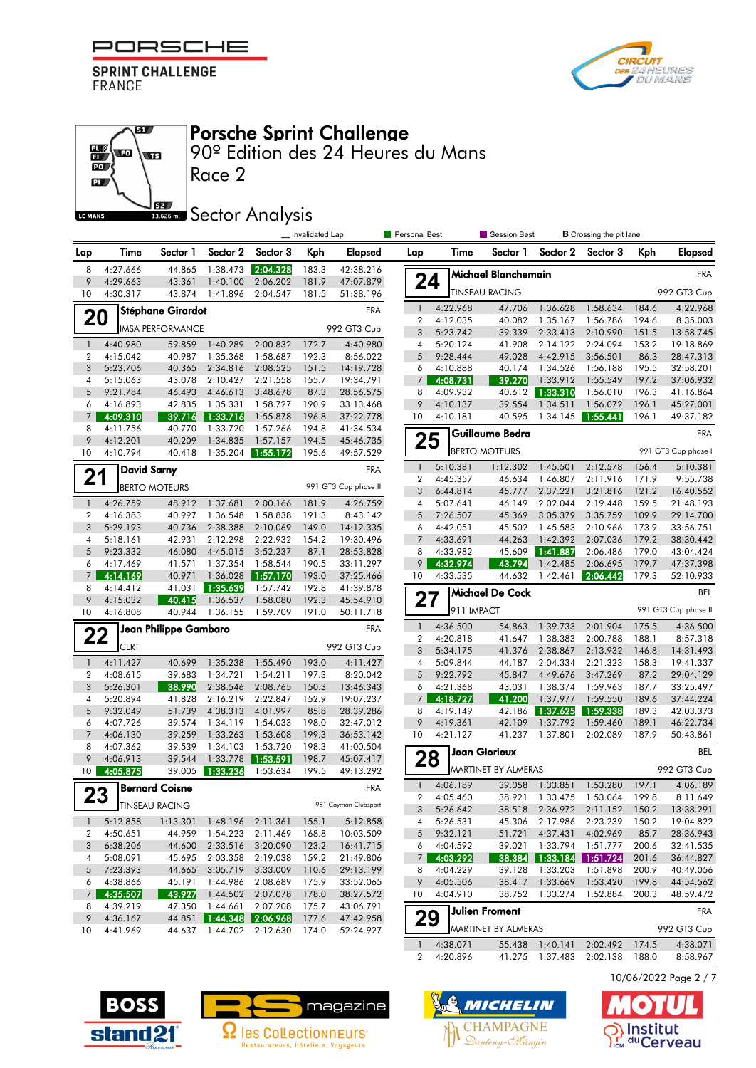# Porsche Sprint Challenge

90º Edition des 24 Heures du Mans

Race 2

## Sector Analysis

Legend: Invalidated Lap | Personal Best | Session Best | B Crossing the pit lane

(continued from previous car)

| Lap | Time | Sector 1 | Sector 2 | Sector 3 | Kph | Elapsed |
|---|---|---|---|---|---|---|
| 8 | 4:27.666 | 44.865 | 1:38.473 | 2:04.328 | 183.3 | 42:38.216 |
| 9 | 4:29.663 | 43.361 | 1:40.100 | 2:06.202 | 181.9 | 47:07.879 |
| 10 | 4:30.317 | 43.874 | 1:41.896 | 2:04.547 | 181.5 | 51:38.196 |

### 20 Stéphane Girardot — FRA
IMSA PERFORMANCE — 992 GT3 Cup

| Lap | Time | Sector 1 | Sector 2 | Sector 3 | Kph | Elapsed |
|---|---|---|---|---|---|---|
| 1 | 4:40.980 | 59.859 | 1:40.289 | 2:00.832 | 172.7 | 4:40.980 |
| 2 | 4:15.042 | 40.987 | 1:35.368 | 1:58.687 | 192.3 | 8:56.022 |
| 3 | 5:23.706 | 40.365 | 2:34.816 | 2:08.525 | 151.5 | 14:19.728 |
| 4 | 5:15.063 | 43.078 | 2:10.427 | 2:21.558 | 155.7 | 19:34.791 |
| 5 | 9:21.784 | 46.493 | 4:46.613 | 3:48.678 | 87.3 | 28:56.575 |
| 6 | 4:16.893 | 42.835 | 1:35.331 | 1:58.727 | 190.9 | 33:13.468 |
| 7 | 4:09.310 | 39.716 | 1:33.716 | 1:55.878 | 196.8 | 37:22.778 |
| 8 | 4:11.756 | 40.770 | 1:33.720 | 1:57.266 | 194.8 | 41:34.534 |
| 9 | 4:12.201 | 40.209 | 1:34.835 | 1:57.157 | 194.5 | 45:46.735 |
| 10 | 4:10.794 | 40.418 | 1:35.204 | 1:55.172 | 195.6 | 49:57.529 |

### 21 David Sarny — FRA
BERTO MOTEURS — 991 GT3 Cup phase II

| Lap | Time | Sector 1 | Sector 2 | Sector 3 | Kph | Elapsed |
|---|---|---|---|---|---|---|
| 1 | 4:26.759 | 48.912 | 1:37.681 | 2:00.166 | 181.9 | 4:26.759 |
| 2 | 4:16.383 | 40.997 | 1:36.548 | 1:58.838 | 191.3 | 8:43.142 |
| 3 | 5:29.193 | 40.736 | 2:38.388 | 2:10.069 | 149.0 | 14:12.335 |
| 4 | 5:18.161 | 42.931 | 2:12.298 | 2:22.932 | 154.2 | 19:30.496 |
| 5 | 9:23.332 | 46.080 | 4:45.015 | 3:52.237 | 87.1 | 28:53.828 |
| 6 | 4:17.469 | 41.571 | 1:37.354 | 1:58.544 | 190.5 | 33:11.297 |
| 7 | 4:14.169 | 40.971 | 1:36.028 | 1:57.170 | 193.0 | 37:25.466 |
| 8 | 4:14.412 | 41.031 | 1:35.639 | 1:57.742 | 192.8 | 41:39.878 |
| 9 | 4:15.032 | 40.415 | 1:36.537 | 1:58.080 | 192.3 | 45:54.910 |
| 10 | 4:16.808 | 40.944 | 1:36.155 | 1:59.709 | 191.0 | 50:11.718 |

### 22 Jean Philippe Gambaro — FRA
CLRT — 992 GT3 Cup

| Lap | Time | Sector 1 | Sector 2 | Sector 3 | Kph | Elapsed |
|---|---|---|---|---|---|---|
| 1 | 4:11.427 | 40.699 | 1:35.238 | 1:55.490 | 193.0 | 4:11.427 |
| 2 | 4:08.615 | 39.683 | 1:34.721 | 1:54.211 | 197.3 | 8:20.042 |
| 3 | 5:26.301 | 38.990 | 2:38.546 | 2:08.765 | 150.3 | 13:46.343 |
| 4 | 5:20.894 | 41.828 | 2:16.219 | 2:22.847 | 152.9 | 19:07.237 |
| 5 | 9:32.049 | 51.739 | 4:38.313 | 4:01.997 | 85.8 | 28:39.286 |
| 6 | 4:07.726 | 39.574 | 1:34.119 | 1:54.033 | 198.0 | 32:47.012 |
| 7 | 4:06.130 | 39.259 | 1:33.263 | 1:53.608 | 199.3 | 36:53.142 |
| 8 | 4:07.362 | 39.539 | 1:34.103 | 1:53.720 | 198.3 | 41:00.504 |
| 9 | 4:06.913 | 39.544 | 1:33.778 | 1:53.591 | 198.7 | 45:07.417 |
| 10 | 4:05.875 | 39.005 | 1:33.236 | 1:53.634 | 199.5 | 49:13.292 |

### 23 Bernard Coisne — FRA
TINSEAU RACING — 981 Cayman Clubsport

| Lap | Time | Sector 1 | Sector 2 | Sector 3 | Kph | Elapsed |
|---|---|---|---|---|---|---|
| 1 | 5:12.858 | 1:13.301 | 1:48.196 | 2:11.361 | 155.1 | 5:12.858 |
| 2 | 4:50.651 | 44.959 | 1:54.223 | 2:11.469 | 168.8 | 10:03.509 |
| 3 | 6:38.206 | 44.600 | 2:33.516 | 3:20.090 | 123.2 | 16:41.715 |
| 4 | 5:08.091 | 45.695 | 2:03.358 | 2:19.038 | 159.2 | 21:49.806 |
| 5 | 7:23.393 | 44.665 | 3:05.719 | 3:33.009 | 110.6 | 29:13.199 |
| 6 | 4:38.866 | 45.191 | 1:44.986 | 2:08.689 | 175.9 | 33:52.065 |
| 7 | 4:35.507 | 43.927 | 1:44.502 | 2:07.078 | 178.0 | 38:27.572 |
| 8 | 4:39.219 | 47.350 | 1:44.661 | 2:07.208 | 175.7 | 43:06.791 |
| 9 | 4:36.167 | 44.851 | 1:44.348 | 2:06.968 | 177.6 | 47:42.958 |
| 10 | 4:41.969 | 44.637 | 1:44.702 | 2:12.630 | 174.0 | 52:24.927 |

### 24 Michael Blanchemain — FRA
TINSEAU RACING — 992 GT3 Cup

| Lap | Time | Sector 1 | Sector 2 | Sector 3 | Kph | Elapsed |
|---|---|---|---|---|---|---|
| 1 | 4:22.968 | 47.706 | 1:36.628 | 1:58.634 | 184.6 | 4:22.968 |
| 2 | 4:12.035 | 40.082 | 1:35.167 | 1:56.786 | 194.6 | 8:35.003 |
| 3 | 5:23.742 | 39.339 | 2:33.413 | 2:10.990 | 151.5 | 13:58.745 |
| 4 | 5:20.124 | 41.908 | 2:14.122 | 2:24.094 | 153.2 | 19:18.869 |
| 5 | 9:28.444 | 49.028 | 4:42.915 | 3:56.501 | 86.3 | 28:47.313 |
| 6 | 4:10.888 | 40.174 | 1:34.526 | 1:56.188 | 195.5 | 32:58.201 |
| 7 | 4:08.731 | 39.270 | 1:33.912 | 1:55.549 | 197.2 | 37:06.932 |
| 8 | 4:09.932 | 40.612 | 1:33.310 | 1:56.010 | 196.3 | 41:16.864 |
| 9 | 4:10.137 | 39.554 | 1:34.511 | 1:56.072 | 196.1 | 45:27.001 |
| 10 | 4:10.181 | 40.595 | 1:34.145 | 1:55.441 | 196.1 | 49:37.182 |

### 25 Guillaume Bedra — FRA
BERTO MOTEURS — 991 GT3 Cup phase I

| Lap | Time | Sector 1 | Sector 2 | Sector 3 | Kph | Elapsed |
|---|---|---|---|---|---|---|
| 1 | 5:10.381 | 1:12.302 | 1:45.501 | 2:12.578 | 156.4 | 5:10.381 |
| 2 | 4:45.357 | 46.634 | 1:46.807 | 2:11.916 | 171.9 | 9:55.738 |
| 3 | 6:44.814 | 45.777 | 2:37.221 | 3:21.816 | 121.2 | 16:40.552 |
| 4 | 5:07.641 | 46.149 | 2:02.044 | 2:19.448 | 159.5 | 21:48.193 |
| 5 | 7:26.507 | 45.369 | 3:05.379 | 3:35.759 | 109.9 | 29:14.700 |
| 6 | 4:42.051 | 45.502 | 1:45.583 | 2:10.966 | 173.9 | 33:56.751 |
| 7 | 4:33.691 | 44.263 | 1:42.392 | 2:07.036 | 179.2 | 38:30.442 |
| 8 | 4:33.982 | 45.609 | 1:41.887 | 2:06.486 | 179.0 | 43:04.424 |
| 9 | 4:32.974 | 43.794 | 1:42.485 | 2:06.695 | 179.7 | 47:37.398 |
| 10 | 4:33.535 | 44.632 | 1:42.461 | 2:06.442 | 179.3 | 52:10.933 |

### 27 Michael De Cock — BEL
911 IMPACT — 991 GT3 Cup phase II

| Lap | Time | Sector 1 | Sector 2 | Sector 3 | Kph | Elapsed |
|---|---|---|---|---|---|---|
| 1 | 4:36.500 | 54.863 | 1:39.733 | 2:01.904 | 175.5 | 4:36.500 |
| 2 | 4:20.818 | 41.647 | 1:38.383 | 2:00.788 | 188.1 | 8:57.318 |
| 3 | 5:34.175 | 41.376 | 2:38.867 | 2:13.932 | 146.8 | 14:31.493 |
| 4 | 5:09.844 | 44.187 | 2:04.334 | 2:21.323 | 158.3 | 19:41.337 |
| 5 | 9:22.792 | 45.847 | 4:49.676 | 3:47.269 | 87.2 | 29:04.129 |
| 6 | 4:21.368 | 43.031 | 1:38.374 | 1:59.963 | 187.7 | 33:25.497 |
| 7 | 4:18.727 | 41.200 | 1:37.977 | 1:59.550 | 189.6 | 37:44.224 |
| 8 | 4:19.149 | 42.186 | 1:37.625 | 1:59.338 | 189.3 | 42:03.373 |
| 9 | 4:19.361 | 42.109 | 1:37.792 | 1:59.460 | 189.1 | 46:22.734 |
| 10 | 4:21.127 | 41.237 | 1:37.801 | 2:02.089 | 187.9 | 50:43.861 |

### 28 Jean Glorieux — BEL
MARTINET BY ALMERAS — 992 GT3 Cup

| Lap | Time | Sector 1 | Sector 2 | Sector 3 | Kph | Elapsed |
|---|---|---|---|---|---|---|
| 1 | 4:06.189 | 39.058 | 1:33.851 | 1:53.280 | 197.1 | 4:06.189 |
| 2 | 4:05.460 | 38.921 | 1:33.475 | 1:53.064 | 199.8 | 8:11.649 |
| 3 | 5:26.642 | 38.518 | 2:36.972 | 2:11.152 | 150.2 | 13:38.291 |
| 4 | 5:26.531 | 45.306 | 2:17.986 | 2:23.239 | 150.2 | 19:04.822 |
| 5 | 9:32.121 | 51.721 | 4:37.431 | 4:02.969 | 85.7 | 28:36.943 |
| 6 | 4:04.592 | 39.021 | 1:33.794 | 1:51.777 | 200.6 | 32:41.535 |
| 7 | 4:03.292 | 38.384 | 1:33.184 | 1:51.724 | 201.6 | 36:44.827 |
| 8 | 4:04.229 | 39.128 | 1:33.203 | 1:51.898 | 200.9 | 40:49.056 |
| 9 | 4:05.506 | 38.417 | 1:33.669 | 1:53.420 | 199.8 | 44:54.562 |
| 10 | 4:04.910 | 38.752 | 1:33.274 | 1:52.884 | 200.3 | 48:59.472 |

### 29 Julien Froment — FRA
MARTINET BY ALMERAS — 992 GT3 Cup

| Lap | Time | Sector 1 | Sector 2 | Sector 3 | Kph | Elapsed |
|---|---|---|---|---|---|---|
| 1 | 4:38.071 | 55.438 | 1:40.141 | 2:02.492 | 174.5 | 4:38.071 |
| 2 | 4:20.896 | 41.275 | 1:37.483 | 2:02.138 | 188.0 | 8:58.967 |

10/06/2022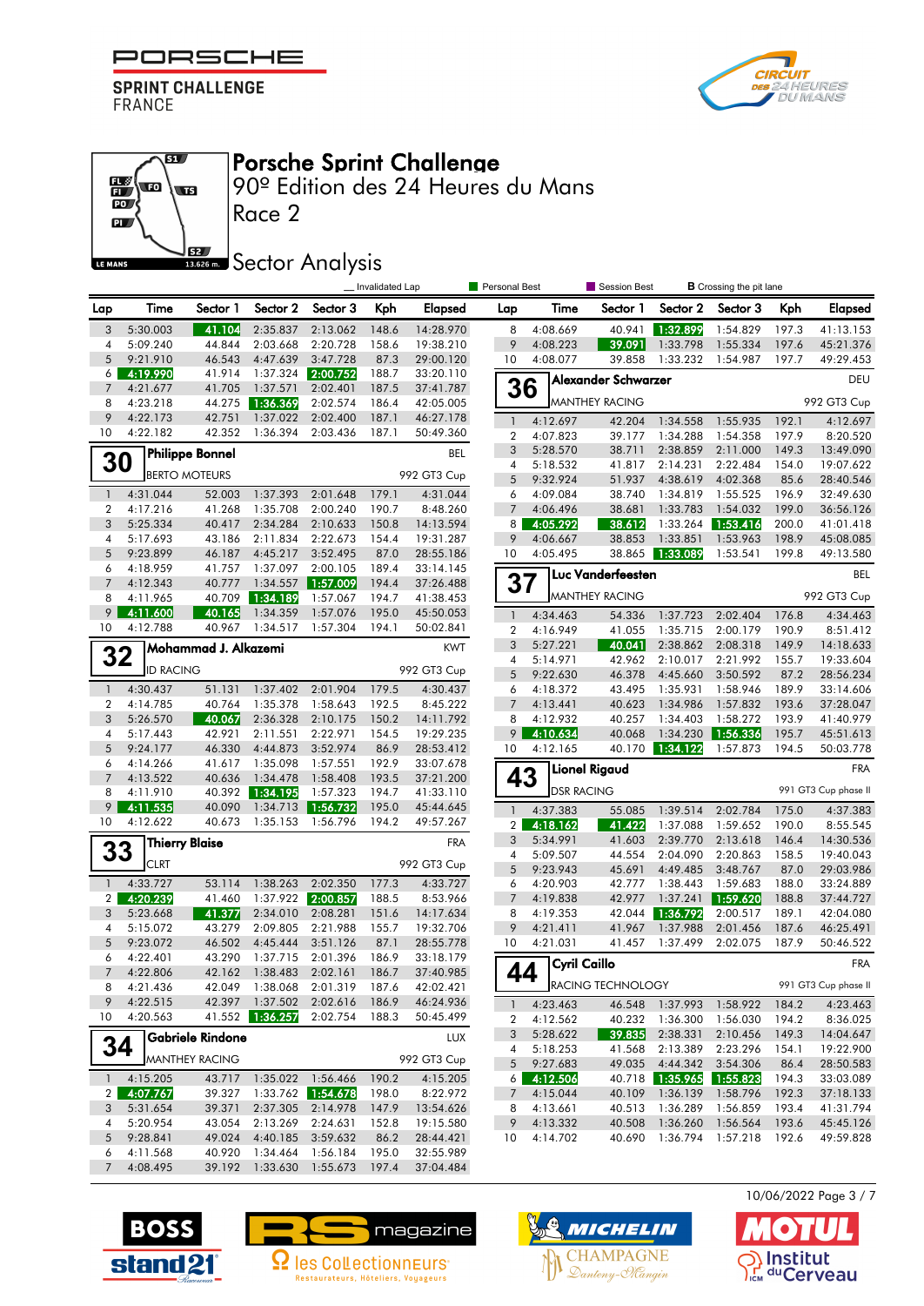# Porsche Sprint Challenge

90º Edition des 24 Heures du Mans

Race 2

## Sector Analysis

_ Invalidated Lap | Personal Best | Session Best | B Crossing the pit lane

| Lap | Time | Sector 1 | Sector 2 | Sector 3 | Kph | Elapsed |
|---|---|---|---|---|---|---|
| 3 | 5:30.003 | 41.104 | 2:35.837 | 2:13.062 | 148.6 | 14:28.970 |
| 4 | 5:09.240 | 44.844 | 2:03.668 | 2:20.728 | 158.6 | 19:38.210 |
| 5 | 9:21.910 | 46.543 | 4:47.639 | 3:47.728 | 87.3 | 29:00.120 |
| 6 | 4:19.990 | 41.914 | 1:37.324 | 2:00.752 | 188.7 | 33:20.110 |
| 7 | 4:21.677 | 41.705 | 1:37.571 | 2:02.401 | 187.5 | 37:41.787 |
| 8 | 4:23.218 | 44.275 | 1:36.369 | 2:02.574 | 186.4 | 42:05.005 |
| 9 | 4:22.173 | 42.751 | 1:37.022 | 2:02.400 | 187.1 | 46:27.178 |
| 10 | 4:22.182 | 42.352 | 1:36.394 | 2:03.436 | 187.1 | 50:49.360 |

### 30 Philippe Bonnel — BEL — BERTO MOTEURS — 992 GT3 Cup

| Lap | Time | Sector 1 | Sector 2 | Sector 3 | Kph | Elapsed |
|---|---|---|---|---|---|---|
| 1 | 4:31.044 | 52.003 | 1:37.393 | 2:01.648 | 179.1 | 4:31.044 |
| 2 | 4:17.216 | 41.268 | 1:35.708 | 2:00.240 | 190.7 | 8:48.260 |
| 3 | 5:25.334 | 40.417 | 2:34.284 | 2:10.633 | 150.8 | 14:13.594 |
| 4 | 5:17.693 | 43.186 | 2:11.834 | 2:22.673 | 154.4 | 19:31.287 |
| 5 | 9:23.899 | 46.187 | 4:45.217 | 3:52.495 | 87.0 | 28:55.186 |
| 6 | 4:18.959 | 41.757 | 1:37.097 | 2:00.105 | 189.4 | 33:14.145 |
| 7 | 4:12.343 | 40.777 | 1:34.557 | 1:57.009 | 194.4 | 37:26.488 |
| 8 | 4:11.965 | 40.709 | 1:34.189 | 1:57.067 | 194.7 | 41:38.453 |
| 9 | 4:11.600 | 40.165 | 1:34.359 | 1:57.076 | 195.0 | 45:50.053 |
| 10 | 4:12.788 | 40.967 | 1:34.517 | 1:57.304 | 194.1 | 50:02.841 |

### 32 Mohammad J. Alkazemi — KWT — ID RACING — 992 GT3 Cup

| Lap | Time | Sector 1 | Sector 2 | Sector 3 | Kph | Elapsed |
|---|---|---|---|---|---|---|
| 1 | 4:30.437 | 51.131 | 1:37.402 | 2:01.904 | 179.5 | 4:30.437 |
| 2 | 4:14.785 | 40.764 | 1:35.378 | 1:58.643 | 192.5 | 8:45.222 |
| 3 | 5:26.570 | 40.067 | 2:36.328 | 2:10.175 | 150.2 | 14:11.792 |
| 4 | 5:17.443 | 42.921 | 2:11.551 | 2:22.971 | 154.5 | 19:29.235 |
| 5 | 9:24.177 | 46.330 | 4:44.873 | 3:52.974 | 86.9 | 28:53.412 |
| 6 | 4:14.266 | 41.617 | 1:35.098 | 1:57.551 | 192.9 | 33:07.678 |
| 7 | 4:13.522 | 40.636 | 1:34.478 | 1:58.408 | 193.5 | 37:21.200 |
| 8 | 4:11.910 | 40.392 | 1:34.195 | 1:57.323 | 194.7 | 41:33.110 |
| 9 | 4:11.535 | 40.090 | 1:34.713 | 1:56.732 | 195.0 | 45:44.645 |
| 10 | 4:12.622 | 40.673 | 1:35.153 | 1:56.796 | 194.2 | 49:57.267 |

### 33 Thierry Blaise — FRA — CLRT — 992 GT3 Cup

| Lap | Time | Sector 1 | Sector 2 | Sector 3 | Kph | Elapsed |
|---|---|---|---|---|---|---|
| 1 | 4:33.727 | 53.114 | 1:38.263 | 2:02.350 | 177.3 | 4:33.727 |
| 2 | 4:20.239 | 41.460 | 1:37.922 | 2:00.857 | 188.5 | 8:53.966 |
| 3 | 5:23.668 | 41.377 | 2:34.010 | 2:08.281 | 151.6 | 14:17.634 |
| 4 | 5:15.072 | 43.279 | 2:09.805 | 2:21.988 | 155.7 | 19:32.706 |
| 5 | 9:23.072 | 46.502 | 4:45.444 | 3:51.126 | 87.1 | 28:55.778 |
| 6 | 4:22.401 | 43.290 | 1:37.715 | 2:01.396 | 186.9 | 33:18.179 |
| 7 | 4:22.806 | 42.162 | 1:38.483 | 2:02.161 | 186.7 | 37:40.985 |
| 8 | 4:21.436 | 42.049 | 1:38.068 | 2:01.319 | 187.6 | 42:02.421 |
| 9 | 4:22.515 | 42.397 | 1:37.502 | 2:02.616 | 186.9 | 46:24.936 |
| 10 | 4:20.563 | 41.552 | 1:36.257 | 2:02.754 | 188.3 | 50:45.499 |

### 34 Gabriele Rindone — LUX — MANTHEY RACING — 992 GT3 Cup

| Lap | Time | Sector 1 | Sector 2 | Sector 3 | Kph | Elapsed |
|---|---|---|---|---|---|---|
| 1 | 4:15.205 | 43.717 | 1:35.022 | 1:56.466 | 190.2 | 4:15.205 |
| 2 | 4:07.767 | 39.327 | 1:33.762 | 1:54.678 | 198.0 | 8:22.972 |
| 3 | 5:31.654 | 39.371 | 2:37.305 | 2:14.978 | 147.9 | 13:54.626 |
| 4 | 5:20.954 | 43.054 | 2:13.269 | 2:24.631 | 152.8 | 19:15.580 |
| 5 | 9:28.841 | 49.024 | 4:40.185 | 3:59.632 | 86.2 | 28:44.421 |
| 6 | 4:11.568 | 40.920 | 1:34.464 | 1:56.184 | 195.0 | 32:55.989 |
| 7 | 4:08.495 | 39.192 | 1:33.630 | 1:55.673 | 197.4 | 37:04.484 |
| 8 | 4:08.669 | 40.941 | 1:32.899 | 1:54.829 | 197.3 | 41:13.153 |
| 9 | 4:08.223 | 39.091 | 1:33.798 | 1:55.334 | 197.6 | 45:21.376 |
| 10 | 4:08.077 | 39.858 | 1:33.232 | 1:54.987 | 197.7 | 49:29.453 |

### 36 Alexander Schwarzer — DEU — MANTHEY RACING — 992 GT3 Cup

| Lap | Time | Sector 1 | Sector 2 | Sector 3 | Kph | Elapsed |
|---|---|---|---|---|---|---|
| 1 | 4:12.697 | 42.204 | 1:34.558 | 1:55.935 | 192.1 | 4:12.697 |
| 2 | 4:07.823 | 39.177 | 1:34.288 | 1:54.358 | 197.9 | 8:20.520 |
| 3 | 5:28.570 | 38.711 | 2:38.859 | 2:11.000 | 149.3 | 13:49.090 |
| 4 | 5:18.532 | 41.817 | 2:14.231 | 2:22.484 | 154.0 | 19:07.622 |
| 5 | 9:32.924 | 51.937 | 4:38.619 | 4:02.368 | 85.6 | 28:40.546 |
| 6 | 4:09.084 | 38.740 | 1:34.819 | 1:55.525 | 196.9 | 32:49.630 |
| 7 | 4:06.496 | 38.681 | 1:33.783 | 1:54.032 | 199.0 | 36:56.126 |
| 8 | 4:05.292 | 38.612 | 1:33.264 | 1:53.416 | 200.0 | 41:01.418 |
| 9 | 4:06.667 | 38.853 | 1:33.851 | 1:53.963 | 198.9 | 45:08.085 |
| 10 | 4:05.495 | 38.865 | 1:33.089 | 1:53.541 | 199.8 | 49:13.580 |

### 37 Luc Vanderfeesten — BEL — MANTHEY RACING — 992 GT3 Cup

| Lap | Time | Sector 1 | Sector 2 | Sector 3 | Kph | Elapsed |
|---|---|---|---|---|---|---|
| 1 | 4:34.463 | 54.336 | 1:37.723 | 2:02.404 | 176.8 | 4:34.463 |
| 2 | 4:16.949 | 41.055 | 1:35.715 | 2:00.179 | 190.9 | 8:51.412 |
| 3 | 5:27.221 | 40.041 | 2:38.862 | 2:08.318 | 149.9 | 14:18.633 |
| 4 | 5:14.971 | 42.962 | 2:10.017 | 2:21.992 | 155.7 | 19:33.604 |
| 5 | 9:22.630 | 46.378 | 4:45.660 | 3:50.592 | 87.2 | 28:56.234 |
| 6 | 4:18.372 | 43.495 | 1:35.931 | 1:58.946 | 189.9 | 33:14.606 |
| 7 | 4:13.441 | 40.623 | 1:34.986 | 1:57.832 | 193.6 | 37:28.047 |
| 8 | 4:12.932 | 40.257 | 1:34.403 | 1:58.272 | 193.9 | 41:40.979 |
| 9 | 4:10.634 | 40.068 | 1:34.230 | 1:56.336 | 195.7 | 45:51.613 |
| 10 | 4:12.165 | 40.170 | 1:34.122 | 1:57.873 | 194.5 | 50:03.778 |

### 43 Lionel Rigaud — FRA — DSR RACING — 991 GT3 Cup phase II

| Lap | Time | Sector 1 | Sector 2 | Sector 3 | Kph | Elapsed |
|---|---|---|---|---|---|---|
| 1 | 4:37.383 | 55.085 | 1:39.514 | 2:02.784 | 175.0 | 4:37.383 |
| 2 | 4:18.162 | 41.422 | 1:37.088 | 1:59.652 | 190.0 | 8:55.545 |
| 3 | 5:34.991 | 41.603 | 2:39.770 | 2:13.618 | 146.4 | 14:30.536 |
| 4 | 5:09.507 | 44.554 | 2:04.090 | 2:20.863 | 158.5 | 19:40.043 |
| 5 | 9:23.943 | 45.691 | 4:49.485 | 3:48.767 | 87.0 | 29:03.986 |
| 6 | 4:20.903 | 42.777 | 1:38.443 | 1:59.683 | 188.0 | 33:24.889 |
| 7 | 4:19.838 | 42.977 | 1:37.241 | 1:59.620 | 188.8 | 37:44.727 |
| 8 | 4:19.353 | 42.044 | 1:36.792 | 2:00.517 | 189.1 | 42:04.080 |
| 9 | 4:21.411 | 41.967 | 1:37.988 | 2:01.456 | 187.6 | 46:25.491 |
| 10 | 4:21.031 | 41.457 | 1:37.499 | 2:02.075 | 187.9 | 50:46.522 |

### 44 Cyril Caillo — FRA — RACING TECHNOLOGY — 991 GT3 Cup phase II

| Lap | Time | Sector 1 | Sector 2 | Sector 3 | Kph | Elapsed |
|---|---|---|---|---|---|---|
| 1 | 4:23.463 | 46.548 | 1:37.993 | 1:58.922 | 184.2 | 4:23.463 |
| 2 | 4:12.562 | 40.232 | 1:36.300 | 1:56.030 | 194.2 | 8:36.025 |
| 3 | 5:28.622 | 39.835 | 2:38.331 | 2:10.456 | 149.3 | 14:04.647 |
| 4 | 5:18.253 | 41.568 | 2:13.389 | 2:23.296 | 154.1 | 19:22.900 |
| 5 | 9:27.683 | 49.035 | 4:44.342 | 3:54.306 | 86.4 | 28:50.583 |
| 6 | 4:12.506 | 40.718 | 1:35.965 | 1:55.823 | 194.3 | 33:03.089 |
| 7 | 4:15.044 | 40.109 | 1:36.139 | 1:58.796 | 192.3 | 37:18.133 |
| 8 | 4:13.661 | 40.513 | 1:36.289 | 1:56.859 | 193.4 | 41:31.794 |
| 9 | 4:13.332 | 40.508 | 1:36.260 | 1:56.564 | 193.6 | 45:45.126 |
| 10 | 4:14.702 | 40.690 | 1:36.794 | 1:57.218 | 192.6 | 49:59.828 |

10/06/2022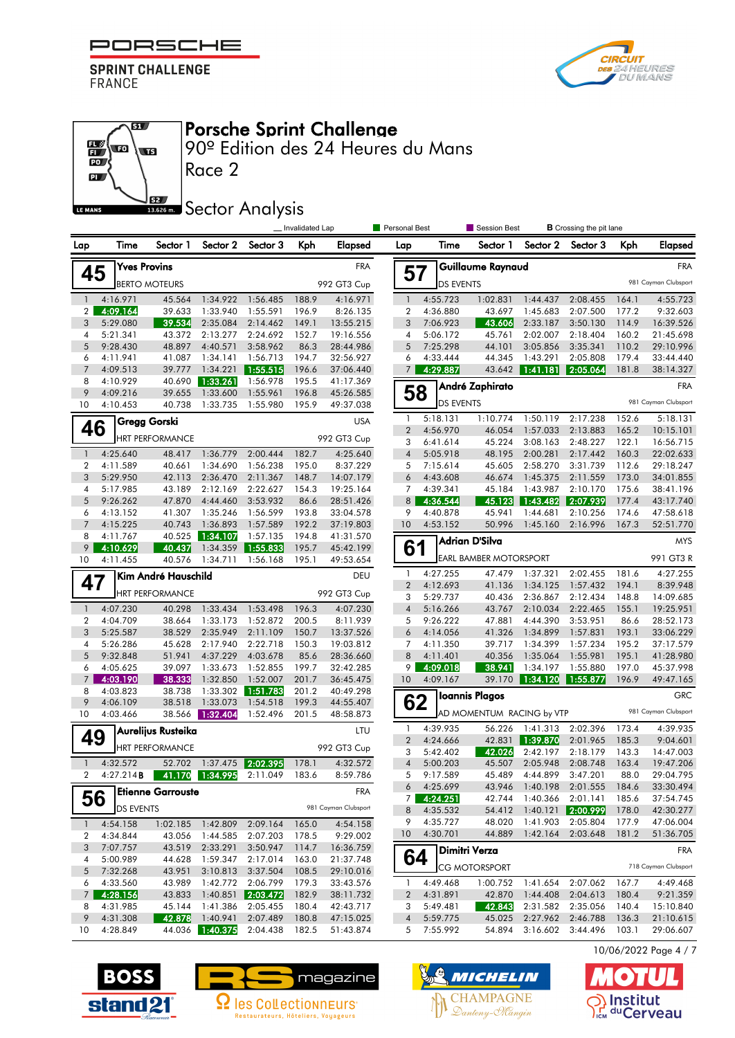# Porsche Sprint Challenge

90º Edition des 24 Heures du Mans

Race 2

## Sector Analysis

_ Invalidated Lap — Personal Best — Session Best — **B** Crossing the pit lane

### 45 Yves Provins — FRA — BERTO MOTEURS — 992 GT3 Cup

| Lap | Time | Sector 1 | Sector 2 | Sector 3 | Kph | Elapsed |
|---|---|---|---|---|---|---|
| 1 | 4:16.971 | 45.564 | 1:34.922 | 1:56.485 | 188.9 | 4:16.971 |
| 2 | 4:09.164 | 39.633 | 1:33.940 | 1:55.591 | 196.9 | 8:26.135 |
| 3 | 5:29.080 | 39.534 | 2:35.084 | 2:14.462 | 149.1 | 13:55.215 |
| 4 | 5:21.341 | 43.372 | 2:13.277 | 2:24.692 | 152.7 | 19:16.556 |
| 5 | 9:28.430 | 48.897 | 4:40.571 | 3:58.962 | 86.3 | 28:44.986 |
| 6 | 4:11.941 | 41.087 | 1:34.141 | 1:56.713 | 194.7 | 32:56.927 |
| 7 | 4:09.513 | 39.777 | 1:34.221 | 1:55.515 | 196.6 | 37:06.440 |
| 8 | 4:10.929 | 40.690 | 1:33.261 | 1:56.978 | 195.5 | 41:17.369 |
| 9 | 4:09.216 | 39.655 | 1:33.600 | 1:55.961 | 196.8 | 45:26.585 |
| 10 | 4:10.453 | 40.738 | 1:33.735 | 1:55.980 | 195.9 | 49:37.038 |

### 46 Gregg Gorski — USA — HRT PERFORMANCE — 992 GT3 Cup

| Lap | Time | Sector 1 | Sector 2 | Sector 3 | Kph | Elapsed |
|---|---|---|---|---|---|---|
| 1 | 4:25.640 | 48.417 | 1:36.779 | 2:00.444 | 182.7 | 4:25.640 |
| 2 | 4:11.589 | 40.661 | 1:34.690 | 1:56.238 | 195.0 | 8:37.229 |
| 3 | 5:29.950 | 42.113 | 2:36.470 | 2:11.367 | 148.7 | 14:07.179 |
| 4 | 5:17.985 | 43.189 | 2:12.169 | 2:22.627 | 154.3 | 19:25.164 |
| 5 | 9:26.262 | 47.870 | 4:44.460 | 3:53.932 | 86.6 | 28:51.426 |
| 6 | 4:13.152 | 41.307 | 1:35.246 | 1:56.599 | 193.8 | 33:04.578 |
| 7 | 4:15.225 | 40.743 | 1:36.893 | 1:57.589 | 192.2 | 37:19.803 |
| 8 | 4:11.767 | 40.525 | 1:34.107 | 1:57.135 | 194.8 | 41:31.570 |
| 9 | 4:10.629 | 40.437 | 1:34.359 | 1:55.833 | 195.7 | 45:42.199 |
| 10 | 4:11.455 | 40.576 | 1:34.711 | 1:56.168 | 195.1 | 49:53.654 |

### 47 Kim André Hauschild — DEU — HRT PERFORMANCE — 992 GT3 Cup

| Lap | Time | Sector 1 | Sector 2 | Sector 3 | Kph | Elapsed |
|---|---|---|---|---|---|---|
| 1 | 4:07.230 | 40.298 | 1:33.434 | 1:53.498 | 196.3 | 4:07.230 |
| 2 | 4:04.709 | 38.664 | 1:33.173 | 1:52.872 | 200.5 | 8:11.939 |
| 3 | 5:25.587 | 38.529 | 2:35.949 | 2:11.109 | 150.7 | 13:37.526 |
| 4 | 5:26.286 | 45.628 | 2:17.940 | 2:22.718 | 150.3 | 19:03.812 |
| 5 | 9:32.848 | 51.941 | 4:37.229 | 4:03.678 | 85.6 | 28:36.660 |
| 6 | 4:05.625 | 39.097 | 1:33.673 | 1:52.855 | 199.7 | 32:42.285 |
| 7 | 4:03.190 | 38.333 | 1:32.850 | 1:52.007 | 201.7 | 36:45.475 |
| 8 | 4:03.823 | 38.738 | 1:33.302 | 1:51.783 | 201.2 | 40:49.298 |
| 9 | 4:06.109 | 38.518 | 1:33.073 | 1:54.518 | 199.3 | 44:55.407 |
| 10 | 4:03.466 | 38.566 | 1:32.404 | 1:52.496 | 201.5 | 48:58.873 |

### 49 Aurelijus Rusteika — LTU — HRT PERFORMANCE — 992 GT3 Cup

| Lap | Time | Sector 1 | Sector 2 | Sector 3 | Kph | Elapsed |
|---|---|---|---|---|---|---|
| 1 | 4:32.572 | 52.702 | 1:37.475 | 2:02.395 | 178.1 | 4:32.572 |
| 2 | 4:27.214 B | 41.170 | 1:34.995 | 2:11.049 | 183.6 | 8:59.786 |

### 56 Etienne Garrouste — FRA — DS EVENTS — 981 Cayman Clubsport

| Lap | Time | Sector 1 | Sector 2 | Sector 3 | Kph | Elapsed |
|---|---|---|---|---|---|---|
| 1 | 4:54.158 | 1:02.185 | 1:42.809 | 2:09.164 | 165.0 | 4:54.158 |
| 2 | 4:34.844 | 43.056 | 1:44.585 | 2:07.203 | 178.5 | 9:29.002 |
| 3 | 7:07.757 | 43.519 | 2:33.291 | 3:50.947 | 114.7 | 16:36.759 |
| 4 | 5:00.989 | 44.628 | 1:59.347 | 2:17.014 | 163.0 | 21:37.748 |
| 5 | 7:32.268 | 43.951 | 3:10.813 | 3:37.504 | 108.5 | 29:10.016 |
| 6 | 4:33.560 | 43.989 | 1:42.772 | 2:06.799 | 179.3 | 33:43.576 |
| 7 | 4:28.156 | 43.833 | 1:40.851 | 2:03.472 | 182.9 | 38:11.732 |
| 8 | 4:31.985 | 45.144 | 1:41.386 | 2:05.455 | 180.4 | 42:43.717 |
| 9 | 4:31.308 | 42.878 | 1:40.941 | 2:07.489 | 180.8 | 47:15.025 |
| 10 | 4:28.849 | 44.036 | 1:40.375 | 2:04.438 | 182.5 | 51:43.874 |

### 57 Guillaume Raynaud — FRA — DS EVENTS — 981 Cayman Clubsport

| Lap | Time | Sector 1 | Sector 2 | Sector 3 | Kph | Elapsed |
|---|---|---|---|---|---|---|
| 1 | 4:55.723 | 1:02.831 | 1:44.437 | 2:08.455 | 164.1 | 4:55.723 |
| 2 | 4:36.880 | 43.697 | 1:45.683 | 2:07.500 | 177.2 | 9:32.603 |
| 3 | 7:06.923 | 43.606 | 2:33.178 | 3:50.130 | 114.9 | 16:39.526 |
| 4 | 5:06.172 | 45.761 | 2:02.007 | 2:18.404 | 160.2 | 21:45.698 |
| 5 | 7:25.298 | 44.101 | 3:05.856 | 3:35.341 | 110.2 | 29:10.996 |
| 6 | 4:33.444 | 44.345 | 1:43.291 | 2:05.808 | 179.4 | 33:44.440 |
| 7 | 4:29.887 | 43.642 | 1:41.181 | 2:05.064 | 181.8 | 38:14.327 |

### 58 André Zaphirato — FRA — DS EVENTS — 981 Cayman Clubsport

| Lap | Time | Sector 1 | Sector 2 | Sector 3 | Kph | Elapsed |
|---|---|---|---|---|---|---|
| 1 | 5:18.131 | 1:10.774 | 1:50.119 | 2:17.238 | 152.6 | 5:18.131 |
| 2 | 4:56.970 | 46.054 | 1:57.033 | 2:13.883 | 165.2 | 10:15.101 |
| 3 | 6:41.614 | 45.224 | 3:08.163 | 2:48.227 | 122.1 | 16:56.715 |
| 4 | 5:05.918 | 48.195 | 2:00.281 | 2:17.442 | 160.3 | 22:02.633 |
| 5 | 7:15.614 | 45.605 | 2:58.270 | 3:31.739 | 112.6 | 29:18.247 |
| 6 | 4:43.608 | 46.674 | 1:45.375 | 2:11.559 | 173.0 | 34:01.855 |
| 7 | 4:39.341 | 45.184 | 1:43.987 | 2:10.170 | 175.6 | 38:41.196 |
| 8 | 4:36.544 | 45.123 | 1:43.482 | 2:07.939 | 177.4 | 43:17.740 |
| 9 | 4:40.878 | 45.941 | 1:44.681 | 2:10.256 | 174.6 | 47:58.618 |
| 10 | 4:53.152 | 50.996 | 1:45.160 | 2:16.996 | 167.3 | 52:51.770 |

### 61 Adrian D'Silva — MYS — EARL BAMBER MOTORSPORT — 991 GT3 R

| Lap | Time | Sector 1 | Sector 2 | Sector 3 | Kph | Elapsed |
|---|---|---|---|---|---|---|
| 1 | 4:27.255 | 47.479 | 1:37.321 | 2:02.455 | 181.6 | 4:27.255 |
| 2 | 4:12.693 | 41.136 | 1:34.125 | 1:57.432 | 194.1 | 8:39.948 |
| 3 | 5:29.737 | 40.436 | 2:36.867 | 2:12.434 | 148.8 | 14:09.685 |
| 4 | 5:16.266 | 43.767 | 2:10.034 | 2:22.465 | 155.1 | 19:25.951 |
| 5 | 9:26.222 | 47.881 | 4:44.390 | 3:53.951 | 86.6 | 28:52.173 |
| 6 | 4:14.056 | 41.326 | 1:34.899 | 1:57.831 | 193.1 | 33:06.229 |
| 7 | 4:11.350 | 39.771 | 1:34.399 | 1:57.234 | 195.2 | 37:17.579 |
| 8 | 4:11.401 | 40.356 | 1:35.064 | 1:55.981 | 195.1 | 41:28.980 |
| 9 | 4:09.018 | 38.941 | 1:34.197 | 1:55.880 | 197.0 | 45:37.998 |
| 10 | 4:09.167 | 39.170 | 1:34.120 | 1:55.877 | 196.9 | 49:47.165 |

### 62 Ioannis Plagos — GRC — AD MOMENTUM RACING by VTP — 981 Cayman Clubsport

| Lap | Time | Sector 1 | Sector 2 | Sector 3 | Kph | Elapsed |
|---|---|---|---|---|---|---|
| 1 | 4:39.935 | 56.226 | 1:41.313 | 2:02.396 | 173.4 | 4:39.935 |
| 2 | 4:24.666 | 42.831 | 1:39.870 | 2:01.965 | 185.3 | 9:04.601 |
| 3 | 5:42.402 | 42.026 | 2:42.197 | 2:18.179 | 143.3 | 14:47.003 |
| 4 | 5:00.203 | 45.507 | 2:05.948 | 2:08.748 | 163.4 | 19:47.206 |
| 5 | 9:17.589 | 45.489 | 4:44.899 | 3:47.201 | 88.0 | 29:04.795 |
| 6 | 4:25.699 | 43.946 | 1:40.198 | 2:01.555 | 184.6 | 33:30.494 |
| 7 | 4:24.251 | 42.744 | 1:40.366 | 2:01.141 | 185.6 | 37:54.745 |
| 8 | 4:35.532 | 54.412 | 1:40.121 | 2:00.999 | 178.0 | 42:30.277 |
| 9 | 4:35.727 | 48.020 | 1:41.903 | 2:05.804 | 177.9 | 47:06.004 |
| 10 | 4:30.701 | 44.889 | 1:42.164 | 2:03.648 | 181.2 | 51:36.705 |

### 64 Dimitri Verza — FRA — CG MOTORSPORT — 718 Cayman Clubsport

| Lap | Time | Sector 1 | Sector 2 | Sector 3 | Kph | Elapsed |
|---|---|---|---|---|---|---|
| 1 | 4:49.468 | 1:00.752 | 1:41.654 | 2:07.062 | 167.7 | 4:49.468 |
| 2 | 4:31.891 | 42.870 | 1:44.408 | 2:04.613 | 180.4 | 9:21.359 |
| 3 | 5:49.481 | 42.843 | 2:31.582 | 2:35.056 | 140.4 | 15:10.840 |
| 4 | 5:59.775 | 45.025 | 2:27.962 | 2:46.788 | 136.3 | 21:10.615 |
| 5 | 7:55.992 | 54.894 | 3:16.602 | 3:44.496 | 103.1 | 29:06.607 |

10/06/2022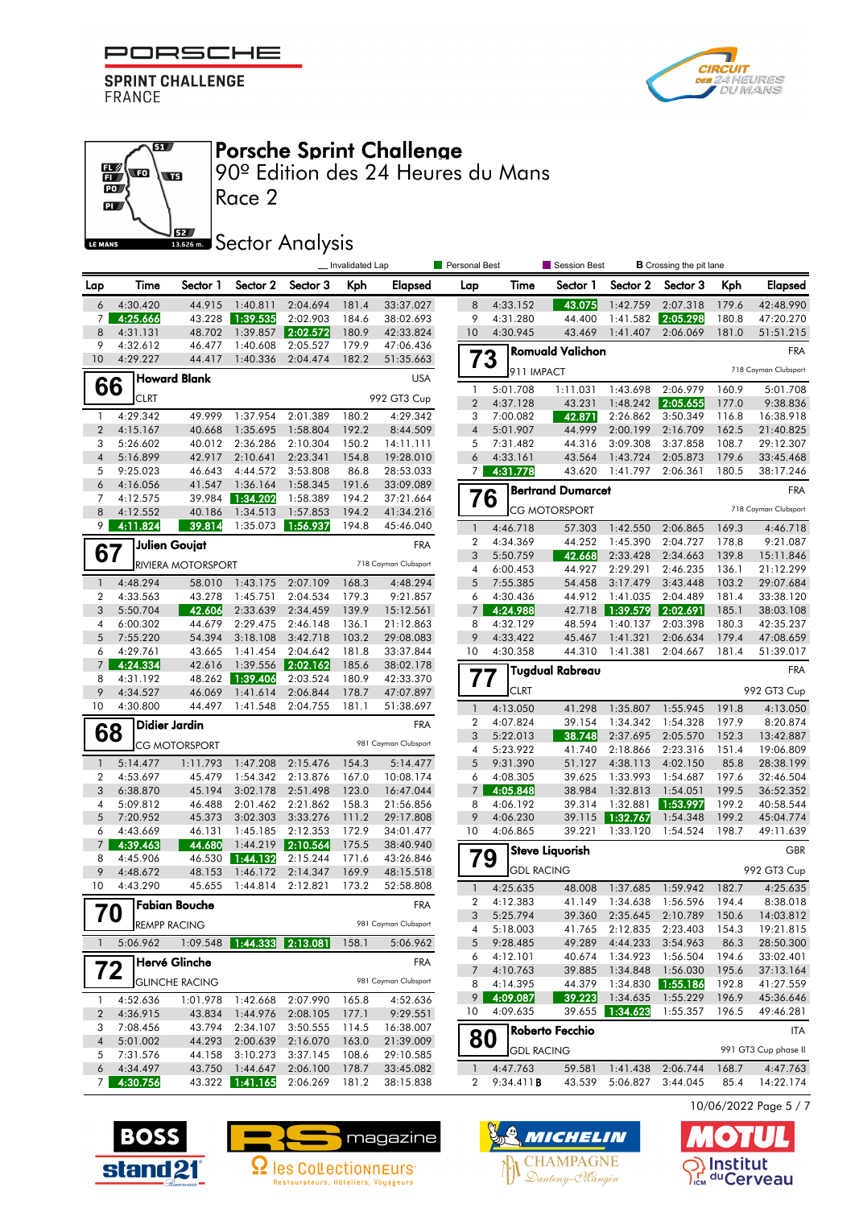# Porsche Sprint Challenge

## 90º Edition des 24 Heures du Mans

## Race 2

## Sector Analysis

Le Mans 13.626 m.

_ Invalidated Lap | Personal Best | Session Best | B Crossing the pit lane

(continued)

| Lap | Time | Sector 1 | Sector 2 | Sector 3 | Kph | Elapsed |
|---|---|---|---|---|---|---|
| 6 | 4:30.420 | 44.915 | 1:40.811 | 2:04.694 | 181.4 | 33:37.027 |
| 7 | 4:25.666 | 43.228 | 1:39.535 | 2:02.903 | 184.6 | 38:02.693 |
| 8 | 4:31.131 | 48.702 | 1:39.857 | 2:02.572 | 180.9 | 42:33.824 |
| 9 | 4:32.612 | 46.477 | 1:40.608 | 2:05.527 | 179.9 | 47:06.436 |
| 10 | 4:29.227 | 44.417 | 1:40.336 | 2:04.474 | 182.2 | 51:35.663 |

### 66 Howard Blank — USA
CLRT — 992 GT3 Cup

| Lap | Time | Sector 1 | Sector 2 | Sector 3 | Kph | Elapsed |
|---|---|---|---|---|---|---|
| 1 | 4:29.342 | 49.999 | 1:37.954 | 2:01.389 | 180.2 | 4:29.342 |
| 2 | 4:15.167 | 40.668 | 1:35.695 | 1:58.804 | 192.2 | 8:44.509 |
| 3 | 5:26.602 | 40.012 | 2:36.286 | 2:10.304 | 150.2 | 14:11.111 |
| 4 | 5:16.899 | 42.917 | 2:10.641 | 2:23.341 | 154.8 | 19:28.010 |
| 5 | 9:25.023 | 46.643 | 4:44.572 | 3:53.808 | 86.8 | 28:53.033 |
| 6 | 4:16.056 | 41.547 | 1:36.164 | 1:58.345 | 191.6 | 33:09.089 |
| 7 | 4:12.575 | 39.984 | 1:34.202 | 1:58.389 | 194.2 | 37:21.664 |
| 8 | 4:12.552 | 40.186 | 1:34.513 | 1:57.853 | 194.2 | 41:34.216 |
| 9 | 4:11.824 | 39.814 | 1:35.073 | 1:56.937 | 194.8 | 45:46.040 |

### 67 Julien Goujat — FRA
RIVIERA MOTORSPORT — 718 Cayman Clubsport

| Lap | Time | Sector 1 | Sector 2 | Sector 3 | Kph | Elapsed |
|---|---|---|---|---|---|---|
| 1 | 4:48.294 | 58.010 | 1:43.175 | 2:07.109 | 168.3 | 4:48.294 |
| 2 | 4:33.563 | 43.278 | 1:45.751 | 2:04.534 | 179.3 | 9:21.857 |
| 3 | 5:50.704 | 42.606 | 2:33.639 | 2:34.459 | 139.9 | 15:12.561 |
| 4 | 6:00.302 | 44.679 | 2:29.475 | 2:46.148 | 136.1 | 21:12.863 |
| 5 | 7:55.220 | 54.394 | 3:18.108 | 3:42.718 | 103.2 | 29:08.083 |
| 6 | 4:29.761 | 43.665 | 1:41.454 | 2:04.642 | 181.8 | 33:37.844 |
| 7 | 4:24.334 | 42.616 | 1:39.556 | 2:02.162 | 185.6 | 38:02.178 |
| 8 | 4:31.192 | 48.262 | 1:39.406 | 2:03.524 | 180.9 | 42:33.370 |
| 9 | 4:34.527 | 46.069 | 1:41.614 | 2:06.844 | 178.7 | 47:07.897 |
| 10 | 4:30.800 | 44.497 | 1:41.548 | 2:04.755 | 181.1 | 51:38.697 |

### 68 Didier Jardin — FRA
CG MOTORSPORT — 981 Cayman Clubsport

| Lap | Time | Sector 1 | Sector 2 | Sector 3 | Kph | Elapsed |
|---|---|---|---|---|---|---|
| 1 | 5:14.477 | 1:11.793 | 1:47.208 | 2:15.476 | 154.3 | 5:14.477 |
| 2 | 4:53.697 | 45.479 | 1:54.342 | 2:13.876 | 167.0 | 10:08.174 |
| 3 | 6:38.870 | 45.194 | 3:02.178 | 2:51.498 | 123.0 | 16:47.044 |
| 4 | 5:09.812 | 46.488 | 2:01.462 | 2:21.862 | 158.3 | 21:56.856 |
| 5 | 7:20.952 | 45.373 | 3:02.303 | 3:33.276 | 111.2 | 29:17.808 |
| 6 | 4:43.669 | 46.131 | 1:45.185 | 2:12.353 | 172.9 | 34:01.477 |
| 7 | 4:39.463 | 44.680 | 1:44.219 | 2:10.564 | 175.5 | 38:40.940 |
| 8 | 4:45.906 | 46.530 | 1:44.132 | 2:15.244 | 171.6 | 43:26.846 |
| 9 | 4:48.672 | 48.153 | 1:46.172 | 2:14.347 | 169.9 | 48:15.518 |
| 10 | 4:43.290 | 45.655 | 1:44.814 | 2:12.821 | 173.2 | 52:58.808 |

### 70 Fabian Bouche — FRA
REMPP RACING — 981 Cayman Clubsport

| Lap | Time | Sector 1 | Sector 2 | Sector 3 | Kph | Elapsed |
|---|---|---|---|---|---|---|
| 1 | 5:06.962 | 1:09.548 | 1:44.333 | 2:13.081 | 158.1 | 5:06.962 |

### 72 Hervé Glinche — FRA
GLINCHE RACING — 981 Cayman Clubsport

| Lap | Time | Sector 1 | Sector 2 | Sector 3 | Kph | Elapsed |
|---|---|---|---|---|---|---|
| 1 | 4:52.636 | 1:01.978 | 1:42.668 | 2:07.990 | 165.8 | 4:52.636 |
| 2 | 4:36.915 | 43.834 | 1:44.976 | 2:08.105 | 177.1 | 9:29.551 |
| 3 | 7:08.456 | 43.794 | 2:34.107 | 3:50.555 | 114.5 | 16:38.007 |
| 4 | 5:01.002 | 44.293 | 2:00.639 | 2:16.070 | 163.0 | 21:39.009 |
| 5 | 7:31.576 | 44.158 | 3:10.273 | 3:37.145 | 108.6 | 29:10.585 |
| 6 | 4:34.497 | 43.750 | 1:44.647 | 2:06.100 | 178.7 | 33:45.082 |
| 7 | 4:30.756 | 43.322 | 1:41.165 | 2:06.269 | 181.2 | 38:15.838 |
| 8 | 4:33.152 | 43.075 | 1:42.759 | 2:07.318 | 179.6 | 42:48.990 |
| 9 | 4:31.280 | 44.400 | 1:41.582 | 2:05.298 | 180.8 | 47:20.270 |
| 10 | 4:30.945 | 43.469 | 1:41.407 | 2:06.069 | 181.0 | 51:51.215 |

### 73 Romuald Valichon — FRA
911 IMPACT — 718 Cayman Clubsport

| Lap | Time | Sector 1 | Sector 2 | Sector 3 | Kph | Elapsed |
|---|---|---|---|---|---|---|
| 1 | 5:01.708 | 1:11.031 | 1:43.698 | 2:06.979 | 160.9 | 5:01.708 |
| 2 | 4:37.128 | 43.231 | 1:48.242 | 2:05.655 | 177.0 | 9:38.836 |
| 3 | 7:00.082 | 42.871 | 2:26.862 | 3:50.349 | 116.8 | 16:38.918 |
| 4 | 5:01.907 | 44.999 | 2:00.199 | 2:16.709 | 162.5 | 21:40.825 |
| 5 | 7:31.482 | 44.316 | 3:09.308 | 3:37.858 | 108.7 | 29:12.307 |
| 6 | 4:33.161 | 43.564 | 1:43.724 | 2:05.873 | 179.6 | 33:45.468 |
| 7 | 4:31.778 | 43.620 | 1:41.797 | 2:06.361 | 180.5 | 38:17.246 |

### 76 Bertrand Dumarcet — FRA
CG MOTORSPORT — 718 Cayman Clubsport

| Lap | Time | Sector 1 | Sector 2 | Sector 3 | Kph | Elapsed |
|---|---|---|---|---|---|---|
| 1 | 4:46.718 | 57.303 | 1:42.550 | 2:06.865 | 169.3 | 4:46.718 |
| 2 | 4:34.369 | 44.252 | 1:45.390 | 2:04.727 | 178.8 | 9:21.087 |
| 3 | 5:50.759 | 42.668 | 2:33.428 | 2:34.663 | 139.8 | 15:11.846 |
| 4 | 6:00.453 | 44.927 | 2:29.291 | 2:46.235 | 136.1 | 21:12.299 |
| 5 | 7:55.385 | 54.458 | 3:17.479 | 3:43.448 | 103.2 | 29:07.684 |
| 6 | 4:30.436 | 44.912 | 1:41.035 | 2:04.489 | 181.4 | 33:38.120 |
| 7 | 4:24.988 | 42.718 | 1:39.579 | 2:02.691 | 185.1 | 38:03.108 |
| 8 | 4:32.129 | 48.594 | 1:40.137 | 2:03.398 | 180.3 | 42:35.237 |
| 9 | 4:33.422 | 45.467 | 1:41.321 | 2:06.634 | 179.4 | 47:08.659 |
| 10 | 4:30.358 | 44.310 | 1:41.381 | 2:04.667 | 181.4 | 51:39.017 |

### 77 Tugdual Rabreau — FRA
CLRT — 992 GT3 Cup

| Lap | Time | Sector 1 | Sector 2 | Sector 3 | Kph | Elapsed |
|---|---|---|---|---|---|---|
| 1 | 4:13.050 | 41.298 | 1:35.807 | 1:55.945 | 191.8 | 4:13.050 |
| 2 | 4:07.824 | 39.154 | 1:34.342 | 1:54.328 | 197.9 | 8:20.874 |
| 3 | 5:22.013 | 38.748 | 2:37.695 | 2:05.570 | 152.3 | 13:42.887 |
| 4 | 5:23.922 | 41.740 | 2:18.866 | 2:23.316 | 151.4 | 19:06.809 |
| 5 | 9:31.390 | 51.127 | 4:38.113 | 4:02.150 | 85.8 | 28:38.199 |
| 6 | 4:08.305 | 39.625 | 1:33.993 | 1:54.687 | 197.6 | 32:46.504 |
| 7 | 4:05.848 | 38.984 | 1:32.813 | 1:54.051 | 199.5 | 36:52.352 |
| 8 | 4:06.192 | 39.314 | 1:32.881 | 1:53.997 | 199.2 | 40:58.544 |
| 9 | 4:06.230 | 39.115 | 1:32.767 | 1:54.348 | 199.2 | 45:04.774 |
| 10 | 4:06.865 | 39.221 | 1:33.120 | 1:54.524 | 198.7 | 49:11.639 |

### 79 Steve Liquorish — GBR
GDL RACING — 992 GT3 Cup

| Lap | Time | Sector 1 | Sector 2 | Sector 3 | Kph | Elapsed |
|---|---|---|---|---|---|---|
| 1 | 4:25.635 | 48.008 | 1:37.685 | 1:59.942 | 182.7 | 4:25.635 |
| 2 | 4:12.383 | 41.149 | 1:34.638 | 1:56.596 | 194.4 | 8:38.018 |
| 3 | 5:25.794 | 39.360 | 2:35.645 | 2:10.789 | 150.6 | 14:03.812 |
| 4 | 5:18.003 | 41.765 | 2:12.835 | 2:23.403 | 154.3 | 19:21.815 |
| 5 | 9:28.485 | 49.289 | 4:44.233 | 3:54.963 | 86.3 | 28:50.300 |
| 6 | 4:12.101 | 40.674 | 1:34.923 | 1:56.504 | 194.6 | 33:02.401 |
| 7 | 4:10.763 | 39.885 | 1:34.848 | 1:56.030 | 195.6 | 37:13.164 |
| 8 | 4:14.395 | 44.379 | 1:34.830 | 1:55.186 | 192.8 | 41:27.559 |
| 9 | 4:09.087 | 39.223 | 1:34.635 | 1:55.229 | 196.9 | 45:36.646 |
| 10 | 4:09.635 | 39.655 | 1:34.623 | 1:55.357 | 196.5 | 49:46.281 |

### 80 Roberto Fecchio — ITA
GDL RACING — 991 GT3 Cup phase II

| Lap | Time | Sector 1 | Sector 2 | Sector 3 | Kph | Elapsed |
|---|---|---|---|---|---|---|
| 1 | 4:47.763 | 59.581 | 1:41.438 | 2:06.744 | 168.7 | 4:47.763 |
| 2 | 9:34.411 B | 43.539 | 5:06.827 | 3:44.045 | 85.4 | 14:22.174 |

10/06/2022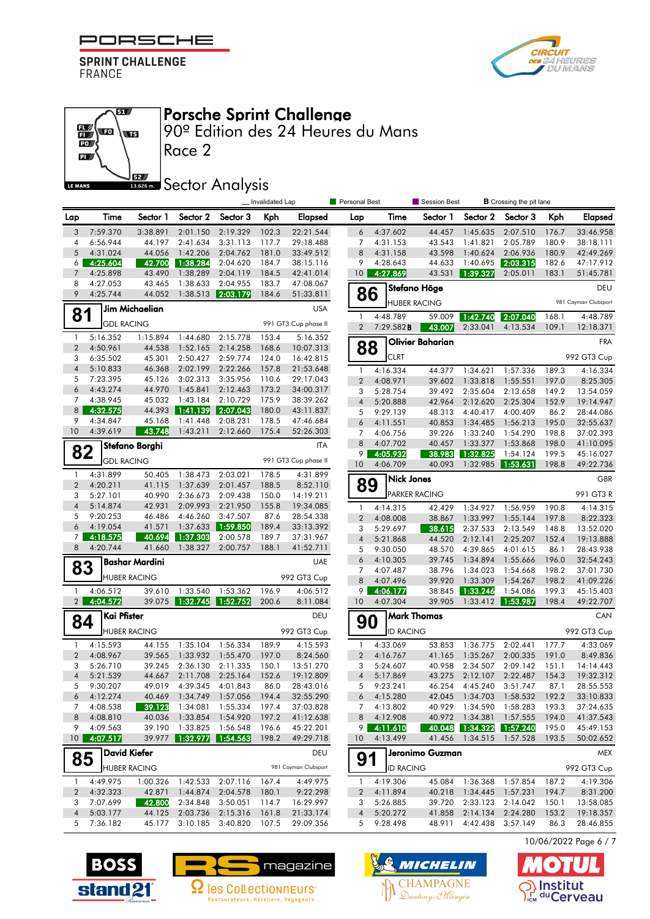# Porsche Sprint Challenge

90º Edition des 24 Heures du Mans

Race 2

## Sector Analysis

Invalidated Lap | Personal Best | Session Best | B Crossing the pit lane

| Lap | Time | Sector 1 | Sector 2 | Sector 3 | Kph | Elapsed |
|---|---|---|---|---|---|---|
| 3 | 7:59.370 | 3:38.891 | 2:01.150 | 2:19.329 | 102.3 | 22:21.544 |
| 4 | 6:56.944 | 44.197 | 2:41.634 | 3:31.113 | 117.7 | 29:18.488 |
| 5 | 4:31.024 | 44.056 | 1:42.206 | 2:04.762 | 181.0 | 33:49.512 |
| 6 | 4:25.604 | 42.700 | 1:38.284 | 2:04.620 | 184.7 | 38:15.116 |
| 7 | 4:25.898 | 43.490 | 1:38.289 | 2:04.119 | 184.5 | 42:41.014 |
| 8 | 4:27.053 | 43.465 | 1:38.633 | 2:04.955 | 183.7 | 47:08.067 |
| 9 | 4:25.744 | 44.052 | 1:38.513 | 2:03.179 | 184.6 | 51:33.811 |

### 81 Jim Michaelian — USA
GDL RACING — 991 GT3 Cup phase II

| Lap | Time | Sector 1 | Sector 2 | Sector 3 | Kph | Elapsed |
|---|---|---|---|---|---|---|
| 1 | 5:16.352 | 1:15.894 | 1:44.680 | 2:15.778 | 153.4 | 5:16.352 |
| 2 | 4:50.961 | 44.538 | 1:52.165 | 2:14.258 | 168.6 | 10:07.313 |
| 3 | 6:35.502 | 45.301 | 2:50.427 | 2:59.774 | 124.0 | 16:42.815 |
| 4 | 5:10.833 | 46.368 | 2:02.199 | 2:22.266 | 157.8 | 21:53.648 |
| 5 | 7:23.395 | 45.126 | 3:02.313 | 3:35.956 | 110.6 | 29:17.043 |
| 6 | 4:43.274 | 44.970 | 1:45.841 | 2:12.463 | 173.2 | 34:00.317 |
| 7 | 4:38.945 | 45.032 | 1:43.184 | 2:10.729 | 175.9 | 38:39.262 |
| 8 | 4:32.575 | 44.393 | 1:41.139 | 2:07.043 | 180.0 | 43:11.837 |
| 9 | 4:34.847 | 45.168 | 1:41.448 | 2:08.231 | 178.5 | 47:46.684 |
| 10 | 4:39.619 | 43.748 | 1:43.211 | 2:12.660 | 175.4 | 52:26.303 |

### 82 Stefano Borghi — ITA
GDL RACING — 991 GT3 Cup phase II

| Lap | Time | Sector 1 | Sector 2 | Sector 3 | Kph | Elapsed |
|---|---|---|---|---|---|---|
| 1 | 4:31.899 | 50.405 | 1:38.473 | 2:03.021 | 178.5 | 4:31.899 |
| 2 | 4:20.211 | 41.115 | 1:37.639 | 2:01.457 | 188.5 | 8:52.110 |
| 3 | 5:27.101 | 40.990 | 2:36.673 | 2:09.438 | 150.0 | 14:19.211 |
| 4 | 5:14.874 | 42.931 | 2:09.993 | 2:21.950 | 155.8 | 19:34.085 |
| 5 | 9:20.253 | 46.486 | 4:46.260 | 3:47.507 | 87.6 | 28:54.338 |
| 6 | 4:19.054 | 41.571 | 1:37.633 | 1:59.850 | 189.4 | 33:13.392 |
| 7 | 4:18.575 | 40.694 | 1:37.303 | 2:00.578 | 189.7 | 37:31.967 |
| 8 | 4:20.744 | 41.660 | 1:38.327 | 2:00.757 | 188.1 | 41:52.711 |

### 83 Bashar Mardini — UAE
HUBER RACING — 992 GT3 Cup

| Lap | Time | Sector 1 | Sector 2 | Sector 3 | Kph | Elapsed |
|---|---|---|---|---|---|---|
| 1 | 4:06.512 | 39.610 | 1:33.540 | 1:53.362 | 196.9 | 4:06.512 |
| 2 | 4:04.572 | 39.075 | 1:32.745 | 1:52.752 | 200.6 | 8:11.084 |

### 84 Kai Pfister — DEU
HUBER RACING — 992 GT3 Cup

| Lap | Time | Sector 1 | Sector 2 | Sector 3 | Kph | Elapsed |
|---|---|---|---|---|---|---|
| 1 | 4:15.593 | 44.155 | 1:35.104 | 1:56.334 | 189.9 | 4:15.593 |
| 2 | 4:08.967 | 39.565 | 1:33.932 | 1:55.470 | 197.0 | 8:24.560 |
| 3 | 5:26.710 | 39.245 | 2:36.130 | 2:11.335 | 150.1 | 13:51.270 |
| 4 | 5:21.539 | 44.667 | 2:11.708 | 2:25.164 | 152.6 | 19:12.809 |
| 5 | 9:30.207 | 49.019 | 4:39.345 | 4:01.843 | 86.0 | 28:43.016 |
| 6 | 4:12.274 | 40.469 | 1:34.749 | 1:57.056 | 194.4 | 32:55.290 |
| 7 | 4:08.538 | 39.123 | 1:34.081 | 1:55.334 | 197.4 | 37:03.828 |
| 8 | 4:08.810 | 40.036 | 1:33.854 | 1:54.920 | 197.2 | 41:12.638 |
| 9 | 4:09.563 | 39.190 | 1:33.825 | 1:56.548 | 196.6 | 45:22.201 |
| 10 | 4:07.517 | 39.977 | 1:32.977 | 1:54.563 | 198.2 | 49:29.718 |

### 85 David Kiefer — DEU
HUBER RACING — 981 Cayman Clubsport

| Lap | Time | Sector 1 | Sector 2 | Sector 3 | Kph | Elapsed |
|---|---|---|---|---|---|---|
| 1 | 4:49.975 | 1:00.326 | 1:42.533 | 2:07.116 | 167.4 | 4:49.975 |
| 2 | 4:32.323 | 42.871 | 1:44.874 | 2:04.578 | 180.1 | 9:22.298 |
| 3 | 7:07.699 | 42.800 | 2:34.848 | 3:50.051 | 114.7 | 16:29.997 |
| 4 | 5:03.177 | 44.125 | 2:03.736 | 2:15.316 | 161.8 | 21:33.174 |
| 5 | 7:36.182 | 45.177 | 3:10.185 | 3:40.820 | 107.5 | 29:09.356 |
| 6 | 4:37.602 | 44.457 | 1:45.635 | 2:07.510 | 176.7 | 33:46.958 |
| 7 | 4:31.153 | 43.543 | 1:41.821 | 2:05.789 | 180.9 | 38:18.111 |
| 8 | 4:31.158 | 43.598 | 1:40.624 | 2:06.936 | 180.9 | 42:49.269 |
| 9 | 4:28.643 | 44.633 | 1:40.695 | 2:03.315 | 182.6 | 47:17.912 |
| 10 | 4:27.869 | 43.531 | 1:39.327 | 2:05.011 | 183.1 | 51:45.781 |

### 86 Stefano Höge — DEU
HUBER RACING — 981 Cayman Clubsport

| Lap | Time | Sector 1 | Sector 2 | Sector 3 | Kph | Elapsed |
|---|---|---|---|---|---|---|
| 1 | 4:48.789 | 59.009 | 1:42.740 | 2:07.040 | 168.1 | 4:48.789 |
| 2 | 7:29.582 B | 43.007 | 2:33.041 | 4:13.534 | 109.1 | 12:18.371 |

### 88 Olivier Baharian — FRA
CLRT — 992 GT3 Cup

| Lap | Time | Sector 1 | Sector 2 | Sector 3 | Kph | Elapsed |
|---|---|---|---|---|---|---|
| 1 | 4:16.334 | 44.377 | 1:34.621 | 1:57.336 | 189.3 | 4:16.334 |
| 2 | 4:08.971 | 39.602 | 1:33.818 | 1:55.551 | 197.0 | 8:25.305 |
| 3 | 5:28.754 | 39.492 | 2:35.604 | 2:13.658 | 149.2 | 13:54.059 |
| 4 | 5:20.888 | 42.964 | 2:12.620 | 2:25.304 | 152.9 | 19:14.947 |
| 5 | 9:29.139 | 48.313 | 4:40.417 | 4:00.409 | 86.2 | 28:44.086 |
| 6 | 4:11.551 | 40.853 | 1:34.485 | 1:56.213 | 195.0 | 32:55.637 |
| 7 | 4:06.756 | 39.226 | 1:33.240 | 1:54.290 | 198.8 | 37:02.393 |
| 8 | 4:07.702 | 40.457 | 1:33.377 | 1:53.868 | 198.0 | 41:10.095 |
| 9 | 4:05.932 | 38.983 | 1:32.825 | 1:54.124 | 199.5 | 45:16.027 |
| 10 | 4:06.709 | 40.093 | 1:32.985 | 1:53.631 | 198.8 | 49:22.736 |

### 89 Nick Jones — GBR
PARKER RACING — 991 GT3 R

| Lap | Time | Sector 1 | Sector 2 | Sector 3 | Kph | Elapsed |
|---|---|---|---|---|---|---|
| 1 | 4:14.315 | 42.429 | 1:34.927 | 1:56.959 | 190.8 | 4:14.315 |
| 2 | 4:08.008 | 38.867 | 1:33.997 | 1:55.144 | 197.8 | 8:22.323 |
| 3 | 5:29.697 | 38.615 | 2:37.533 | 2:13.549 | 148.8 | 13:52.020 |
| 4 | 5:21.868 | 44.520 | 2:12.141 | 2:25.207 | 152.4 | 19:13.888 |
| 5 | 9:30.050 | 48.570 | 4:39.865 | 4:01.615 | 86.1 | 28:43.938 |
| 6 | 4:10.305 | 39.745 | 1:34.894 | 1:55.666 | 196.0 | 32:54.243 |
| 7 | 4:07.487 | 38.796 | 1:34.023 | 1:54.668 | 198.2 | 37:01.730 |
| 8 | 4:07.496 | 39.920 | 1:33.309 | 1:54.267 | 198.2 | 41:09.226 |
| 9 | 4:06.177 | 38.845 | 1:33.246 | 1:54.086 | 199.3 | 45:15.403 |
| 10 | 4:07.304 | 39.905 | 1:33.412 | 1:53.987 | 198.4 | 49:22.707 |

### 90 Mark Thomas — CAN
ID RACING — 992 GT3 Cup

| Lap | Time | Sector 1 | Sector 2 | Sector 3 | Kph | Elapsed |
|---|---|---|---|---|---|---|
| 1 | 4:33.069 | 53.853 | 1:36.775 | 2:02.441 | 177.7 | 4:33.069 |
| 2 | 4:16.767 | 41.165 | 1:35.267 | 2:00.335 | 191.0 | 8:49.836 |
| 3 | 5:24.607 | 40.958 | 2:34.507 | 2:09.142 | 151.1 | 14:14.443 |
| 4 | 5:17.869 | 43.275 | 2:12.107 | 2:22.487 | 154.3 | 19:32.312 |
| 5 | 9:23.241 | 46.254 | 4:45.240 | 3:51.747 | 87.1 | 28:55.553 |
| 6 | 4:15.280 | 42.045 | 1:34.703 | 1:58.532 | 192.2 | 33:10.833 |
| 7 | 4:13.802 | 40.929 | 1:34.590 | 1:58.283 | 193.3 | 37:24.635 |
| 8 | 4:12.908 | 40.972 | 1:34.381 | 1:57.555 | 194.0 | 41:37.543 |
| 9 | 4:11.610 | 40.048 | 1:34.322 | 1:57.240 | 195.0 | 45:49.153 |
| 10 | 4:13.499 | 41.456 | 1:34.515 | 1:57.528 | 193.5 | 50:02.652 |

### 91 Jeronimo Guzman — MEX
ID RACING — 992 GT3 Cup

| Lap | Time | Sector 1 | Sector 2 | Sector 3 | Kph | Elapsed |
|---|---|---|---|---|---|---|
| 1 | 4:19.306 | 45.084 | 1:36.368 | 1:57.854 | 187.2 | 4:19.306 |
| 2 | 4:11.894 | 40.218 | 1:34.445 | 1:57.231 | 194.7 | 8:31.200 |
| 3 | 5:26.885 | 39.720 | 2:33.123 | 2:14.042 | 150.1 | 13:58.085 |
| 4 | 5:20.272 | 41.858 | 2:14.134 | 2:24.280 | 153.2 | 19:18.357 |
| 5 | 9:28.498 | 48.911 | 4:42.438 | 3:57.149 | 86.3 | 28:46.855 |

10/06/2022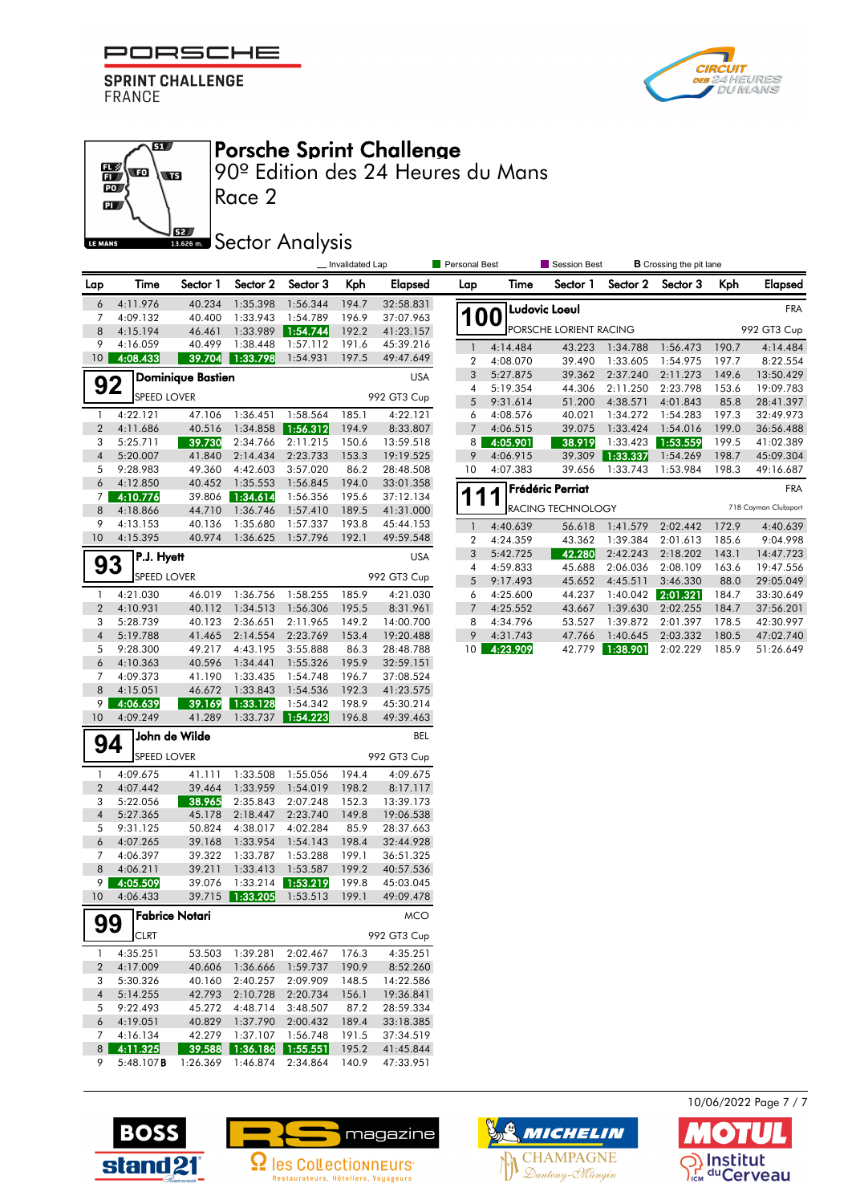PORSCHE SPRINT CHALLENGE FRANCE

# Porsche Sprint Challenge

## 90º Edition des 24 Heures du Mans

## Race 2

## Sector Analysis

LE MANS 13.626 m.

_ Invalidated Lap | Personal Best | Session Best | B Crossing the pit lane

| Lap | Time | Sector 1 | Sector 2 | Sector 3 | Kph | Elapsed |
|---|---|---|---|---|---|---|
| 6 | 4:11.976 | 40.234 | 1:35.398 | 1:56.344 | 194.7 | 32:58.831 |
| 7 | 4:09.132 | 40.400 | 1:33.943 | 1:54.789 | 196.9 | 37:07.963 |
| 8 | 4:15.194 | 46.461 | 1:33.989 | 1:54.744 | 192.2 | 41:23.157 |
| 9 | 4:16.059 | 40.499 | 1:38.448 | 1:57.112 | 191.6 | 45:39.216 |
| 10 | 4:08.433 | 39.704 | 1:33.798 | 1:54.931 | 197.5 | 49:47.649 |

**92 Dominique Bastien** — USA — SPEED LOVER — 992 GT3 Cup

| Lap | Time | Sector 1 | Sector 2 | Sector 3 | Kph | Elapsed |
|---|---|---|---|---|---|---|
| 1 | 4:22.121 | 47.106 | 1:36.451 | 1:58.564 | 185.1 | 4:22.121 |
| 2 | 4:11.686 | 40.516 | 1:34.858 | 1:56.312 | 194.9 | 8:33.807 |
| 3 | 5:25.711 | 39.730 | 2:34.766 | 2:11.215 | 150.6 | 13:59.518 |
| 4 | 5:20.007 | 41.840 | 2:14.434 | 2:23.733 | 153.3 | 19:19.525 |
| 5 | 9:28.983 | 49.360 | 4:42.603 | 3:57.020 | 86.2 | 28:48.508 |
| 6 | 4:12.850 | 40.452 | 1:35.553 | 1:56.845 | 194.0 | 33:01.358 |
| 7 | 4:10.776 | 39.806 | 1:34.614 | 1:56.356 | 195.6 | 37:12.134 |
| 8 | 4:18.866 | 44.710 | 1:36.746 | 1:57.410 | 189.5 | 41:31.000 |
| 9 | 4:13.153 | 40.136 | 1:35.680 | 1:57.337 | 193.8 | 45:44.153 |
| 10 | 4:15.395 | 40.974 | 1:36.625 | 1:57.796 | 192.1 | 49:59.548 |

**93 P.J. Hyett** — USA — SPEED LOVER — 992 GT3 Cup

| Lap | Time | Sector 1 | Sector 2 | Sector 3 | Kph | Elapsed |
|---|---|---|---|---|---|---|
| 1 | 4:21.030 | 46.019 | 1:36.756 | 1:58.255 | 185.9 | 4:21.030 |
| 2 | 4:10.931 | 40.112 | 1:34.513 | 1:56.306 | 195.5 | 8:31.961 |
| 3 | 5:28.739 | 40.123 | 2:36.651 | 2:11.965 | 149.2 | 14:00.700 |
| 4 | 5:19.788 | 41.465 | 2:14.554 | 2:23.769 | 153.4 | 19:20.488 |
| 5 | 9:28.300 | 49.217 | 4:43.195 | 3:55.888 | 86.3 | 28:48.788 |
| 6 | 4:10.363 | 40.596 | 1:34.441 | 1:55.326 | 195.9 | 32:59.151 |
| 7 | 4:09.373 | 41.190 | 1:33.435 | 1:54.748 | 196.7 | 37:08.524 |
| 8 | 4:15.051 | 46.672 | 1:33.843 | 1:54.536 | 192.3 | 41:23.575 |
| 9 | 4:06.639 | 39.169 | 1:33.128 | 1:54.342 | 198.9 | 45:30.214 |
| 10 | 4:09.249 | 41.289 | 1:33.737 | 1:54.223 | 196.8 | 49:39.463 |

**94 John de Wilde** — BEL — SPEED LOVER — 992 GT3 Cup

| Lap | Time | Sector 1 | Sector 2 | Sector 3 | Kph | Elapsed |
|---|---|---|---|---|---|---|
| 1 | 4:09.675 | 41.111 | 1:33.508 | 1:55.056 | 194.4 | 4:09.675 |
| 2 | 4:07.442 | 39.464 | 1:33.959 | 1:54.019 | 198.2 | 8:17.117 |
| 3 | 5:22.056 | 38.965 | 2:35.843 | 2:07.248 | 152.3 | 13:39.173 |
| 4 | 5:27.365 | 45.178 | 2:18.447 | 2:23.740 | 149.8 | 19:06.538 |
| 5 | 9:31.125 | 50.824 | 4:38.017 | 4:02.284 | 85.9 | 28:37.663 |
| 6 | 4:07.265 | 39.168 | 1:33.954 | 1:54.143 | 198.4 | 32:44.928 |
| 7 | 4:06.397 | 39.322 | 1:33.787 | 1:53.288 | 199.1 | 36:51.325 |
| 8 | 4:06.211 | 39.211 | 1:33.413 | 1:53.587 | 199.2 | 40:57.536 |
| 9 | 4:05.509 | 39.076 | 1:33.214 | 1:53.219 | 199.8 | 45:03.045 |
| 10 | 4:06.433 | 39.715 | 1:33.205 | 1:53.513 | 199.1 | 49:09.478 |

**99 Fabrice Notari** — MCO — CLRT — 992 GT3 Cup

| Lap | Time | Sector 1 | Sector 2 | Sector 3 | Kph | Elapsed |
|---|---|---|---|---|---|---|
| 1 | 4:35.251 | 53.503 | 1:39.281 | 2:02.467 | 176.3 | 4:35.251 |
| 2 | 4:17.009 | 40.606 | 1:36.666 | 1:59.737 | 190.9 | 8:52.260 |
| 3 | 5:30.326 | 40.160 | 2:40.257 | 2:09.909 | 148.5 | 14:22.586 |
| 4 | 5:14.255 | 42.793 | 2:10.728 | 2:20.734 | 156.1 | 19:36.841 |
| 5 | 9:22.493 | 45.272 | 4:48.714 | 3:48.507 | 87.2 | 28:59.334 |
| 6 | 4:19.051 | 40.829 | 1:37.790 | 2:00.432 | 189.4 | 33:18.385 |
| 7 | 4:16.134 | 42.279 | 1:37.107 | 1:56.748 | 191.5 | 37:34.519 |
| 8 | 4:11.325 | 39.588 | 1:36.186 | 1:55.551 | 195.2 | 41:45.844 |
| 9 | 5:48.107 B | 1:26.369 | 1:46.874 | 2:34.864 | 140.9 | 47:33.951 |

**100 Ludovic Loeul** — FRA — PORSCHE LORIENT RACING — 992 GT3 Cup

| Lap | Time | Sector 1 | Sector 2 | Sector 3 | Kph | Elapsed |
|---|---|---|---|---|---|---|
| 1 | 4:14.484 | 43.223 | 1:34.788 | 1:56.473 | 190.7 | 4:14.484 |
| 2 | 4:08.070 | 39.490 | 1:33.605 | 1:54.975 | 197.7 | 8:22.554 |
| 3 | 5:27.875 | 39.362 | 2:37.240 | 2:11.273 | 149.6 | 13:50.429 |
| 4 | 5:19.354 | 44.306 | 2:11.250 | 2:23.798 | 153.6 | 19:09.783 |
| 5 | 9:31.614 | 51.200 | 4:38.571 | 4:01.843 | 85.8 | 28:41.397 |
| 6 | 4:08.576 | 40.021 | 1:34.272 | 1:54.283 | 197.3 | 32:49.973 |
| 7 | 4:06.515 | 39.075 | 1:33.424 | 1:54.016 | 199.0 | 36:56.488 |
| 8 | 4:05.901 | 38.919 | 1:33.423 | 1:53.559 | 199.5 | 41:02.389 |
| 9 | 4:06.915 | 39.309 | 1:33.337 | 1:54.269 | 198.7 | 45:09.304 |
| 10 | 4:07.383 | 39.656 | 1:33.743 | 1:53.984 | 198.3 | 49:16.687 |

**111 Frédéric Perriat** — FRA — RACING TECHNOLOGY — 718 Cayman Clubsport

| Lap | Time | Sector 1 | Sector 2 | Sector 3 | Kph | Elapsed |
|---|---|---|---|---|---|---|
| 1 | 4:40.639 | 56.618 | 1:41.579 | 2:02.442 | 172.9 | 4:40.639 |
| 2 | 4:24.359 | 43.362 | 1:39.384 | 2:01.613 | 185.6 | 9:04.998 |
| 3 | 5:42.725 | 42.280 | 2:42.243 | 2:18.202 | 143.1 | 14:47.723 |
| 4 | 4:59.833 | 45.688 | 2:06.036 | 2:08.109 | 163.6 | 19:47.556 |
| 5 | 9:17.493 | 45.652 | 4:45.511 | 3:46.330 | 88.0 | 29:05.049 |
| 6 | 4:25.600 | 44.237 | 1:40.042 | 2:01.321 | 184.7 | 33:30.649 |
| 7 | 4:25.552 | 43.667 | 1:39.630 | 2:02.255 | 184.7 | 37:56.201 |
| 8 | 4:34.796 | 53.527 | 1:39.872 | 2:01.397 | 178.5 | 42:30.997 |
| 9 | 4:31.743 | 47.766 | 1:40.645 | 2:03.332 | 180.5 | 47:02.740 |
| 10 | 4:23.909 | 42.779 | 1:38.901 | 2:02.229 | 185.9 | 51:26.649 |

10/06/2022

BOSS stand21 — RS magazine — les Collectionneurs — MICHELIN — CHAMPAGNE Dantony-Mangin — MOTUL — Institut du Cerveau